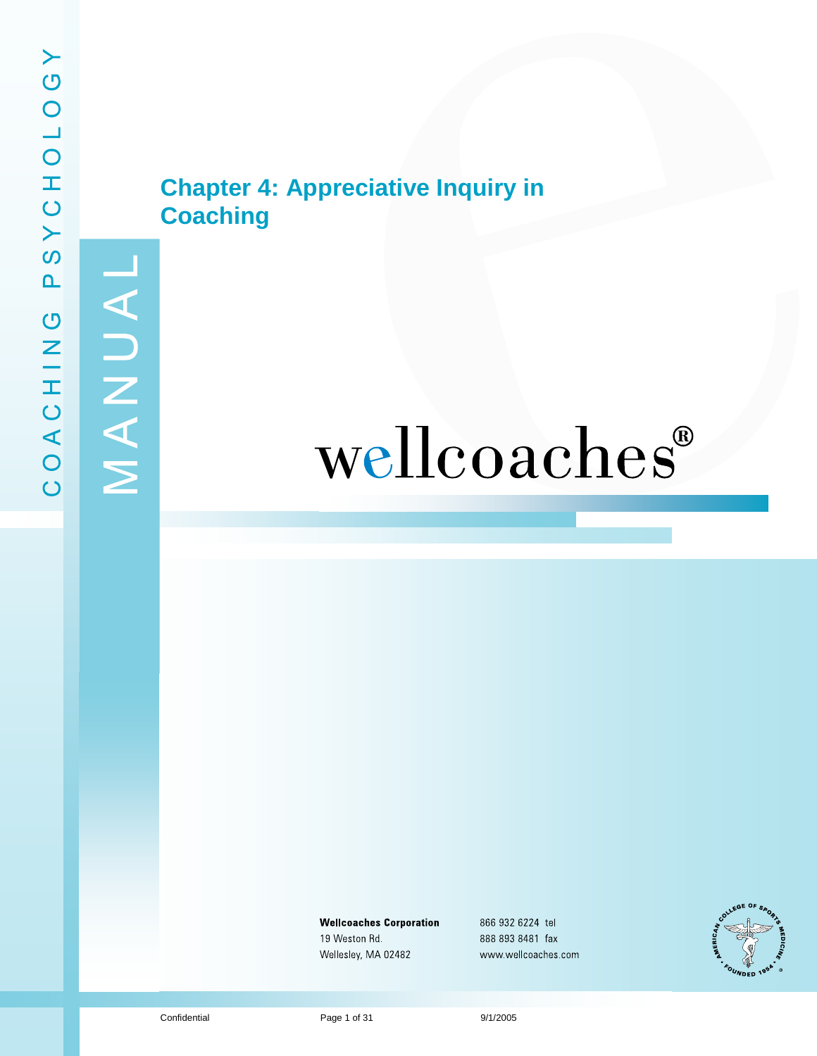COACHING PSYCHOLOGY

MANUAL

# Chapter 4: Appreciative Inquiry in Coaching

wellcoaches®

**Wellcoaches Corporation**
19 Weston Rd.
Wellesley, MA 02482

866 932 6224 tel
888 893 8481 fax
www.wellcoaches.com

Confidential

9/1/2005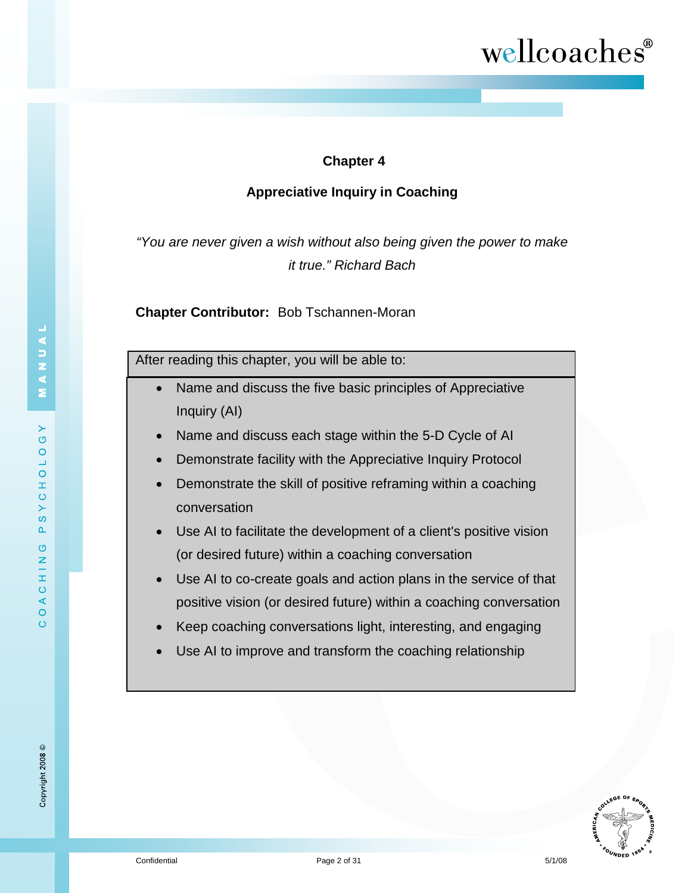# Chapter 4

## Appreciative Inquiry in Coaching

*"You are never given a wish without also being given the power to make it true." Richard Bach*

**Chapter Contributor:** Bob Tschannen-Moran

After reading this chapter, you will be able to:

- Name and discuss the five basic principles of Appreciative Inquiry (AI)
- Name and discuss each stage within the 5-D Cycle of AI
- Demonstrate facility with the Appreciative Inquiry Protocol
- Demonstrate the skill of positive reframing within a coaching conversation
- Use AI to facilitate the development of a client's positive vision (or desired future) within a coaching conversation
- Use AI to co-create goals and action plans in the service of that positive vision (or desired future) within a coaching conversation
- Keep coaching conversations light, interesting, and engaging
- Use AI to improve and transform the coaching relationship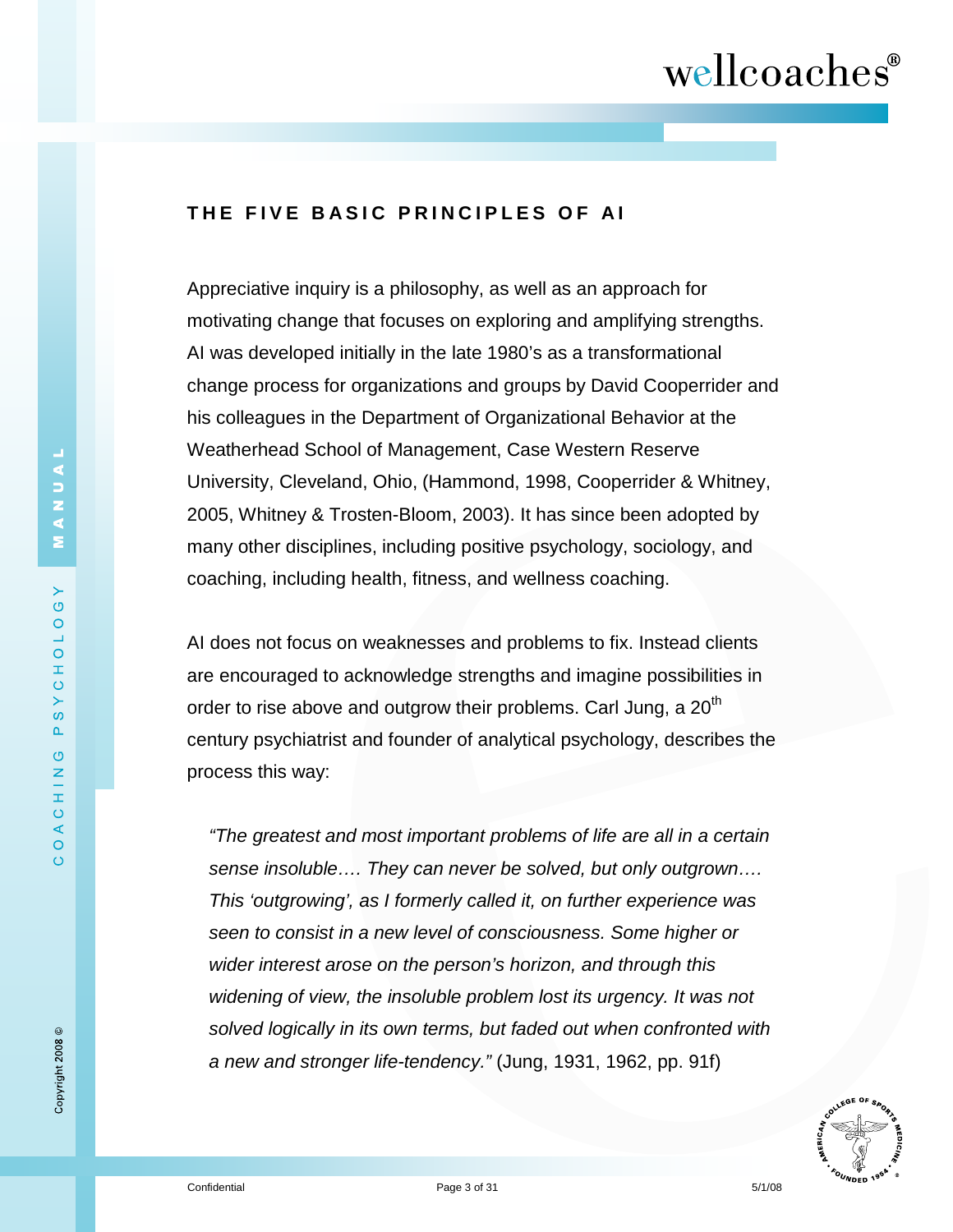## THE FIVE BASIC PRINCIPLES OF AI

Appreciative inquiry is a philosophy, as well as an approach for motivating change that focuses on exploring and amplifying strengths. AI was developed initially in the late 1980's as a transformational change process for organizations and groups by David Cooperrider and his colleagues in the Department of Organizational Behavior at the Weatherhead School of Management, Case Western Reserve University, Cleveland, Ohio, (Hammond, 1998, Cooperrider & Whitney, 2005, Whitney & Trosten-Bloom, 2003). It has since been adopted by many other disciplines, including positive psychology, sociology, and coaching, including health, fitness, and wellness coaching.

AI does not focus on weaknesses and problems to fix. Instead clients are encouraged to acknowledge strengths and imagine possibilities in order to rise above and outgrow their problems. Carl Jung, a 20th century psychiatrist and founder of analytical psychology, describes the process this way:

> *"The greatest and most important problems of life are all in a certain sense insoluble…. They can never be solved, but only outgrown…. This 'outgrowing', as I formerly called it, on further experience was seen to consist in a new level of consciousness. Some higher or wider interest arose on the person's horizon, and through this widening of view, the insoluble problem lost its urgency. It was not solved logically in its own terms, but faded out when confronted with a new and stronger life-tendency."* (Jung, 1931, 1962, pp. 91f)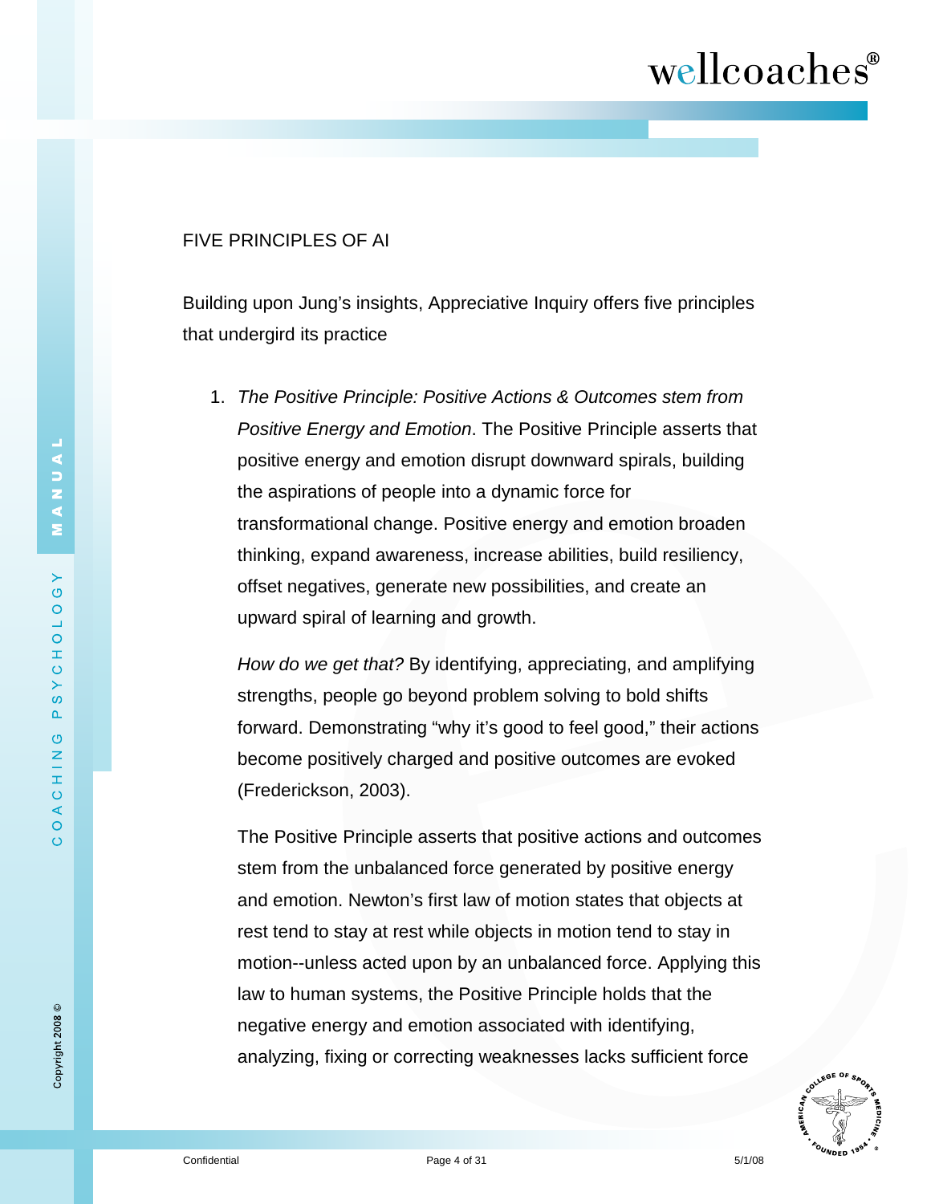## FIVE PRINCIPLES OF AI

Building upon Jung's insights, Appreciative Inquiry offers five principles that undergird its practice

1. *The Positive Principle: Positive Actions & Outcomes stem from Positive Energy and Emotion*. The Positive Principle asserts that positive energy and emotion disrupt downward spirals, building the aspirations of people into a dynamic force for transformational change. Positive energy and emotion broaden thinking, expand awareness, increase abilities, build resiliency, offset negatives, generate new possibilities, and create an upward spiral of learning and growth.

   *How do we get that?* By identifying, appreciating, and amplifying strengths, people go beyond problem solving to bold shifts forward. Demonstrating "why it's good to feel good," their actions become positively charged and positive outcomes are evoked (Frederickson, 2003).

   The Positive Principle asserts that positive actions and outcomes stem from the unbalanced force generated by positive energy and emotion. Newton's first law of motion states that objects at rest tend to stay at rest while objects in motion tend to stay in motion--unless acted upon by an unbalanced force. Applying this law to human systems, the Positive Principle holds that the negative energy and emotion associated with identifying, analyzing, fixing or correcting weaknesses lacks sufficient force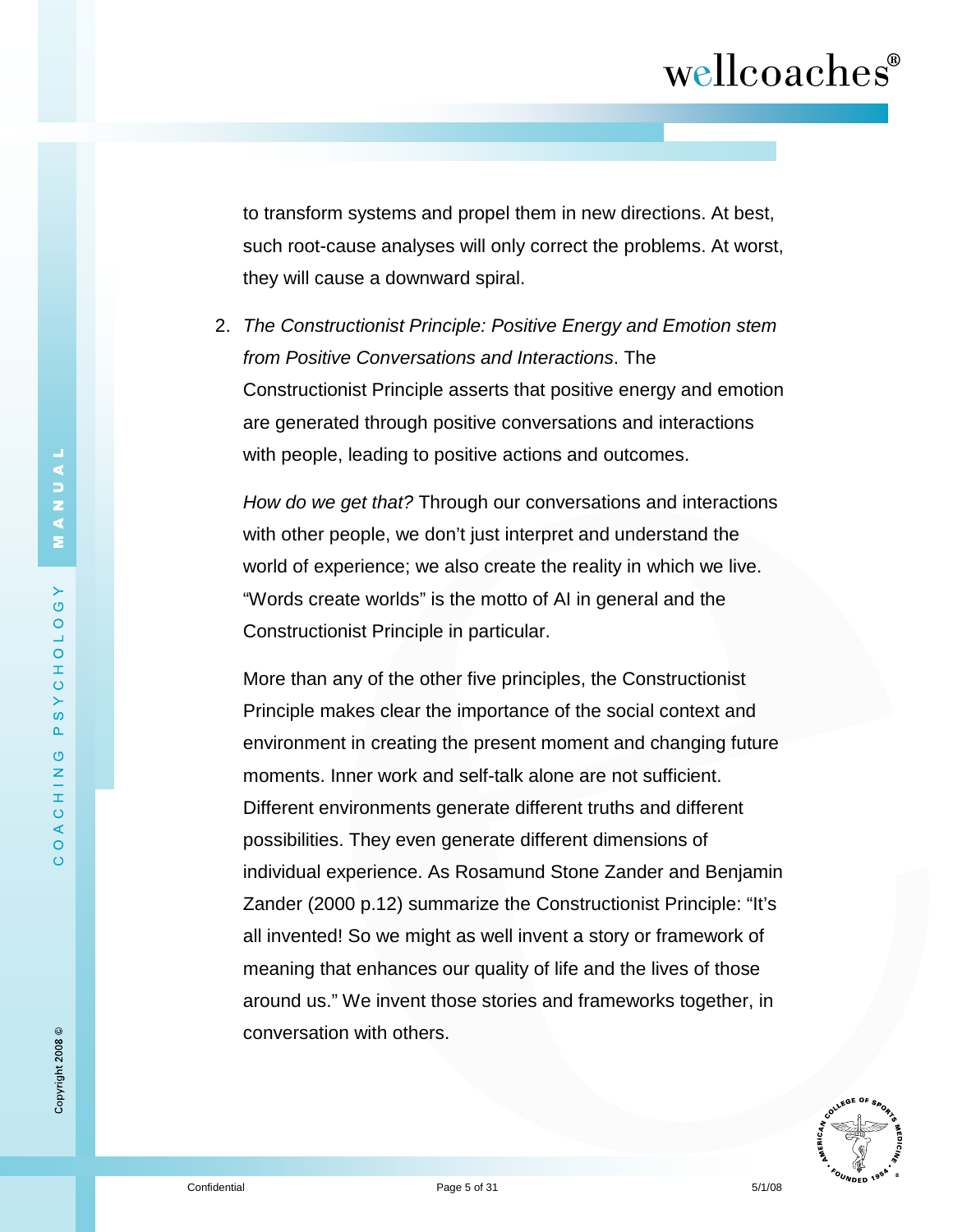to transform systems and propel them in new directions. At best, such root-cause analyses will only correct the problems. At worst, they will cause a downward spiral.

2. *The Constructionist Principle: Positive Energy and Emotion stem from Positive Conversations and Interactions*. The Constructionist Principle asserts that positive energy and emotion are generated through positive conversations and interactions with people, leading to positive actions and outcomes.

   *How do we get that?* Through our conversations and interactions with other people, we don't just interpret and understand the world of experience; we also create the reality in which we live. "Words create worlds" is the motto of AI in general and the Constructionist Principle in particular.

   More than any of the other five principles, the Constructionist Principle makes clear the importance of the social context and environment in creating the present moment and changing future moments. Inner work and self-talk alone are not sufficient. Different environments generate different truths and different possibilities. They even generate different dimensions of individual experience. As Rosamund Stone Zander and Benjamin Zander (2000 p.12) summarize the Constructionist Principle: "It's all invented! So we might as well invent a story or framework of meaning that enhances our quality of life and the lives of those around us." We invent those stories and frameworks together, in conversation with others.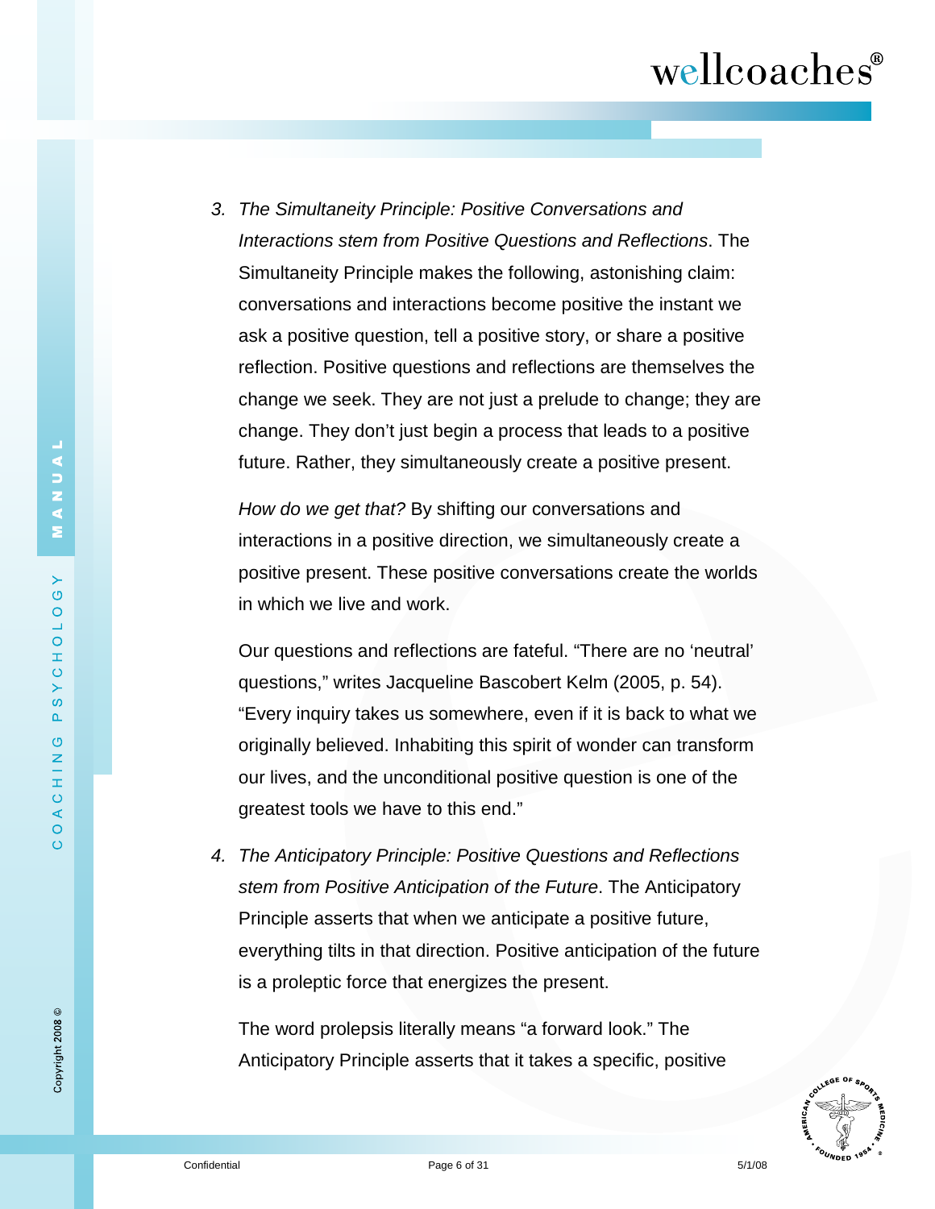3. *The Simultaneity Principle: Positive Conversations and Interactions stem from Positive Questions and Reflections*. The Simultaneity Principle makes the following, astonishing claim: conversations and interactions become positive the instant we ask a positive question, tell a positive story, or share a positive reflection. Positive questions and reflections are themselves the change we seek. They are not just a prelude to change; they are change. They don't just begin a process that leads to a positive future. Rather, they simultaneously create a positive present.

   *How do we get that?* By shifting our conversations and interactions in a positive direction, we simultaneously create a positive present. These positive conversations create the worlds in which we live and work.

   Our questions and reflections are fateful. "There are no 'neutral' questions," writes Jacqueline Bascobert Kelm (2005, p. 54). "Every inquiry takes us somewhere, even if it is back to what we originally believed. Inhabiting this spirit of wonder can transform our lives, and the unconditional positive question is one of the greatest tools we have to this end."

4. *The Anticipatory Principle: Positive Questions and Reflections stem from Positive Anticipation of the Future*. The Anticipatory Principle asserts that when we anticipate a positive future, everything tilts in that direction. Positive anticipation of the future is a proleptic force that energizes the present.

   The word prolepsis literally means "a forward look." The Anticipatory Principle asserts that it takes a specific, positive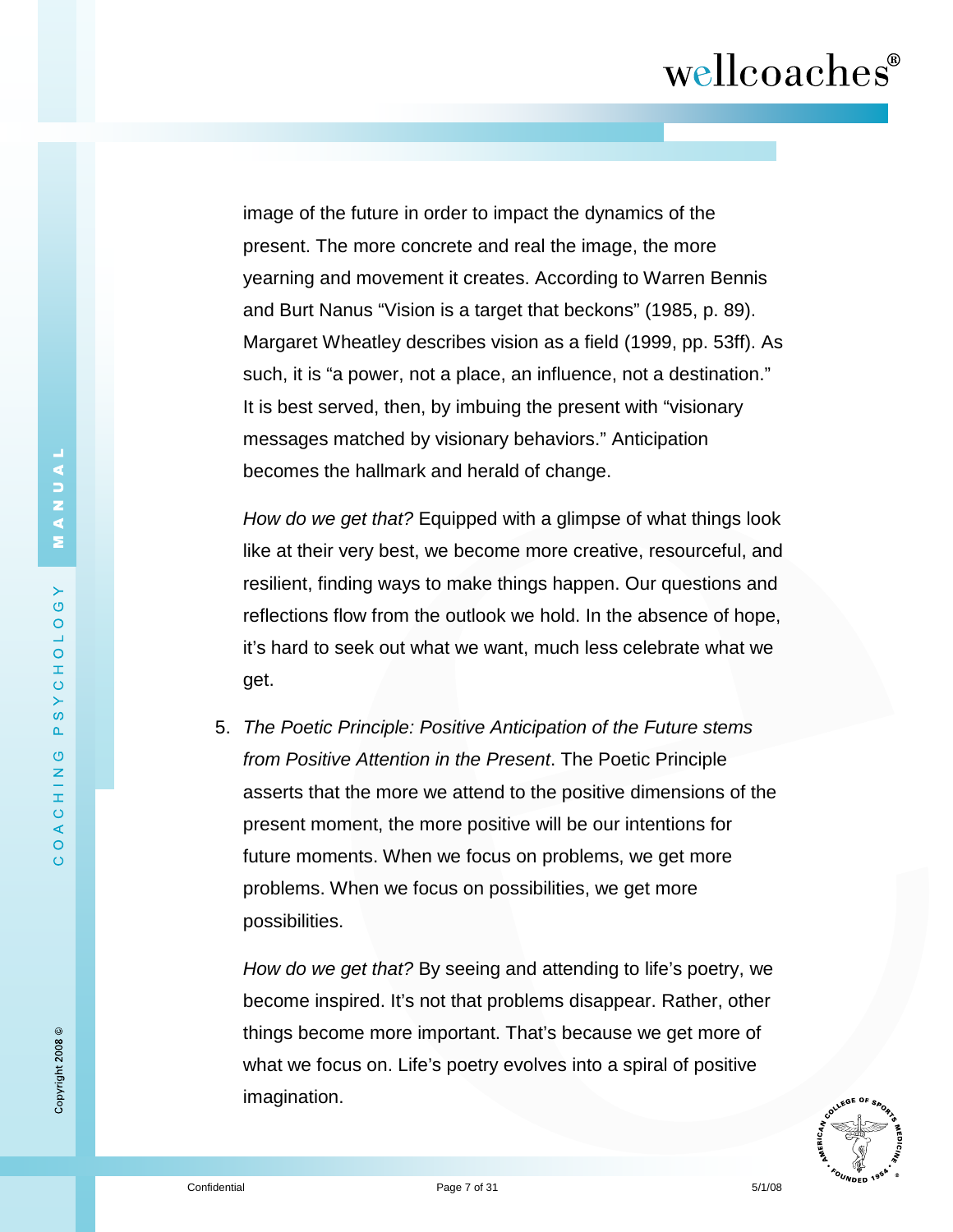image of the future in order to impact the dynamics of the present. The more concrete and real the image, the more yearning and movement it creates. According to Warren Bennis and Burt Nanus "Vision is a target that beckons" (1985, p. 89). Margaret Wheatley describes vision as a field (1999, pp. 53ff). As such, it is "a power, not a place, an influence, not a destination." It is best served, then, by imbuing the present with "visionary messages matched by visionary behaviors." Anticipation becomes the hallmark and herald of change.

*How do we get that?* Equipped with a glimpse of what things look like at their very best, we become more creative, resourceful, and resilient, finding ways to make things happen. Our questions and reflections flow from the outlook we hold. In the absence of hope, it's hard to seek out what we want, much less celebrate what we get.

5. *The Poetic Principle: Positive Anticipation of the Future stems from Positive Attention in the Present*. The Poetic Principle asserts that the more we attend to the positive dimensions of the present moment, the more positive will be our intentions for future moments. When we focus on problems, we get more problems. When we focus on possibilities, we get more possibilities.

   *How do we get that?* By seeing and attending to life's poetry, we become inspired. It's not that problems disappear. Rather, other things become more important. That's because we get more of what we focus on. Life's poetry evolves into a spiral of positive imagination.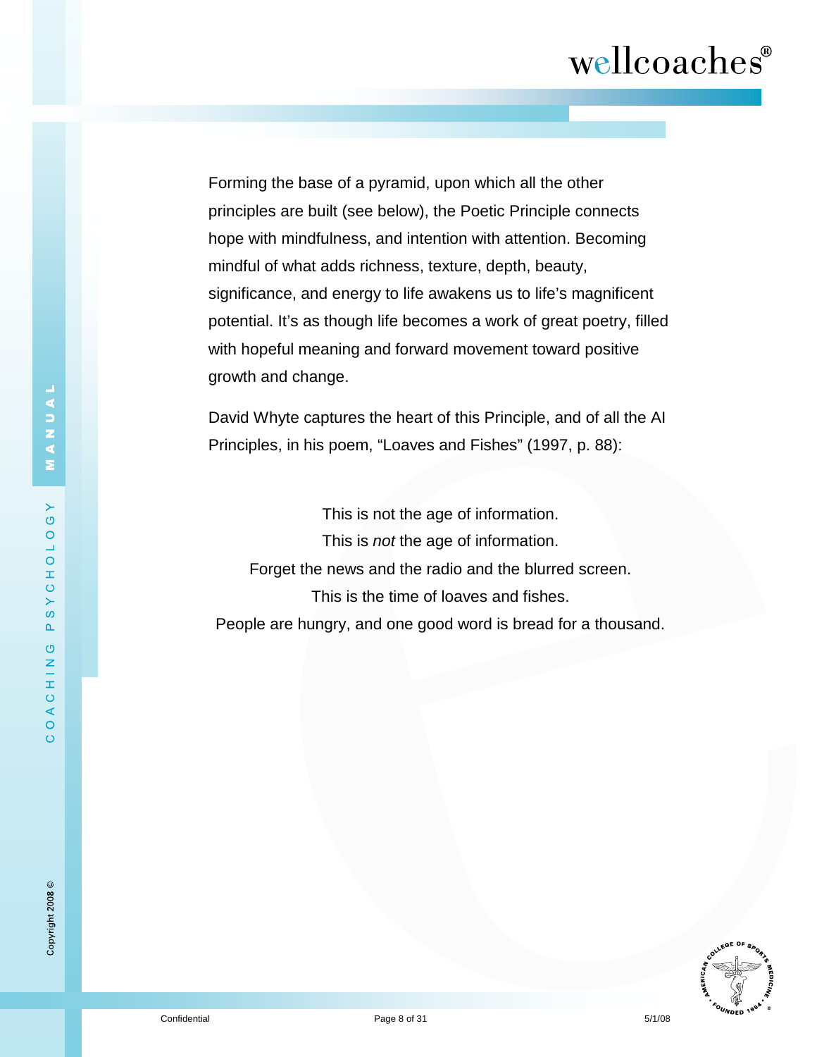Forming the base of a pyramid, upon which all the other principles are built (see below), the Poetic Principle connects hope with mindfulness, and intention with attention. Becoming mindful of what adds richness, texture, depth, beauty, significance, and energy to life awakens us to life's magnificent potential. It's as though life becomes a work of great poetry, filled with hopeful meaning and forward movement toward positive growth and change.

David Whyte captures the heart of this Principle, and of all the AI Principles, in his poem, "Loaves and Fishes" (1997, p. 88):

> This is not the age of information.
> This is *not* the age of information.
> Forget the news and the radio and the blurred screen.
> This is the time of loaves and fishes.
> People are hungry, and one good word is bread for a thousand.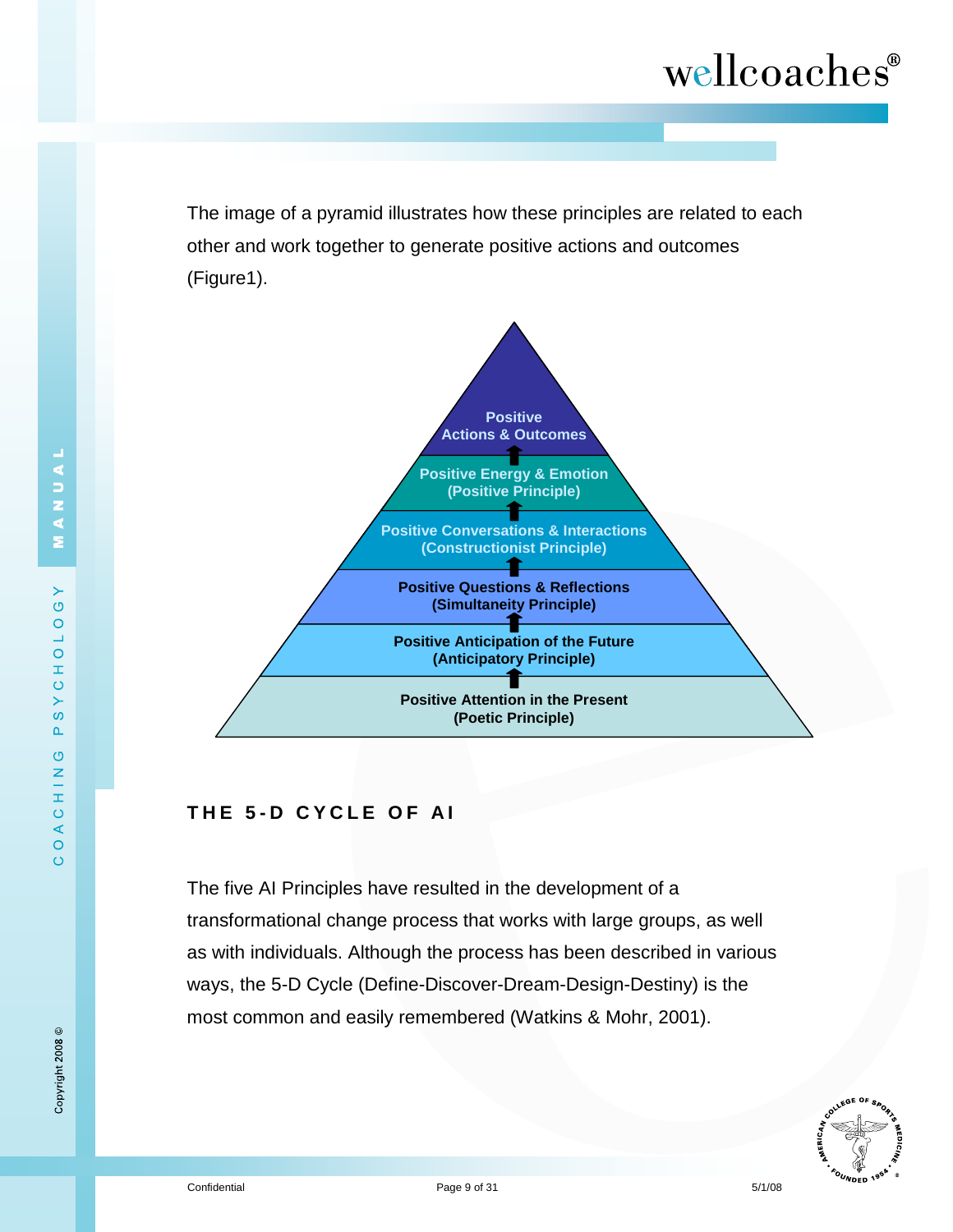The image of a pyramid illustrates how these principles are related to each other and work together to generate positive actions and outcomes (Figure1).

Positive Actions & Outcomes

Positive Energy & Emotion (Positive Principle)

Positive Conversations & Interactions (Constructionist Principle)

Positive Questions & Reflections (Simultaneity Principle)

Positive Anticipation of the Future (Anticipatory Principle)

Positive Attention in the Present (Poetic Principle)

## THE 5-D CYCLE OF AI

The five AI Principles have resulted in the development of a transformational change process that works with large groups, as well as with individuals. Although the process has been described in various ways, the 5-D Cycle (Define-Discover-Dream-Design-Destiny) is the most common and easily remembered (Watkins & Mohr, 2001).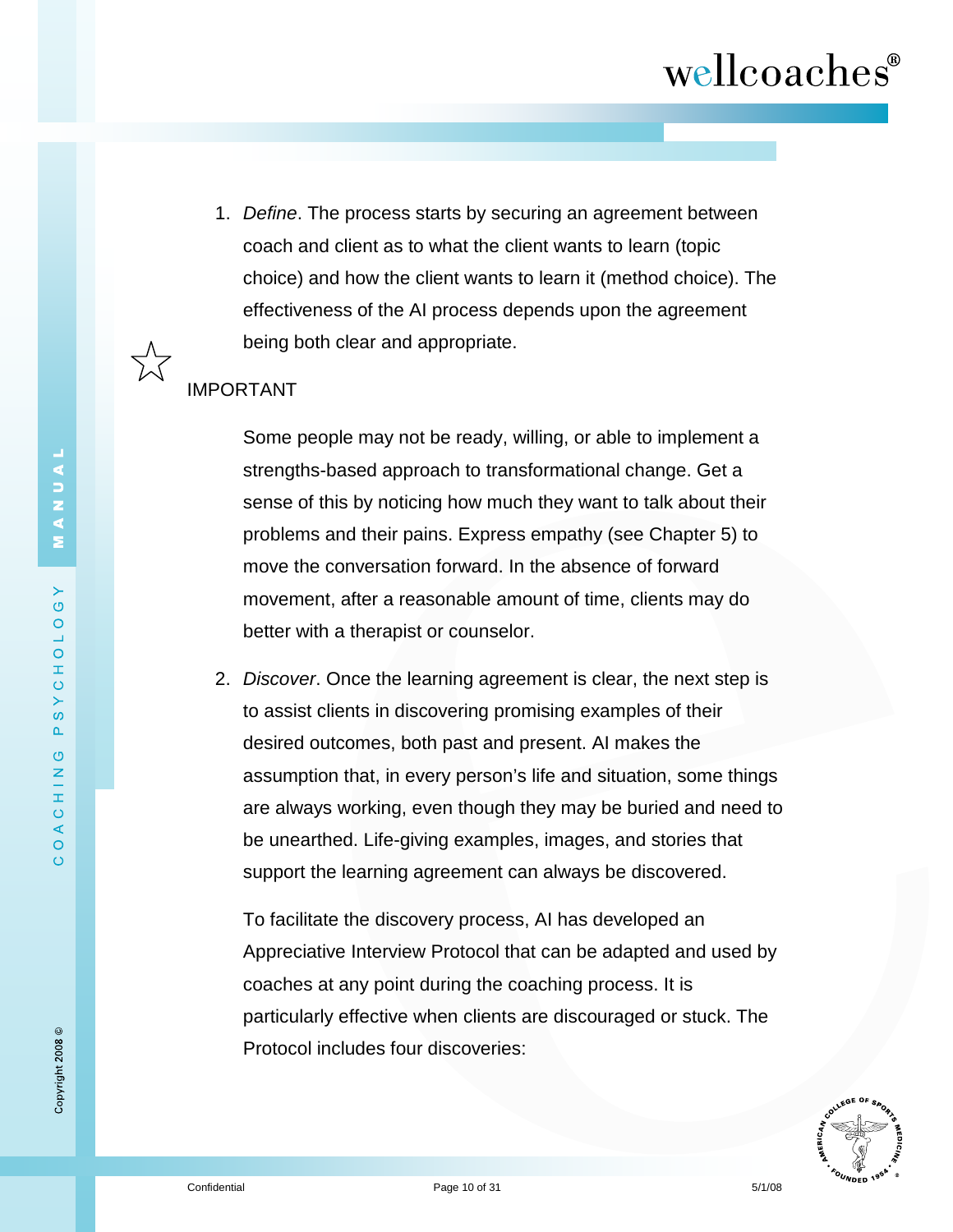1. *Define*. The process starts by securing an agreement between coach and client as to what the client wants to learn (topic choice) and how the client wants to learn it (method choice). The effectiveness of the AI process depends upon the agreement being both clear and appropriate.

☆ IMPORTANT

Some people may not be ready, willing, or able to implement a strengths-based approach to transformational change. Get a sense of this by noticing how much they want to talk about their problems and their pains. Express empathy (see Chapter 5) to move the conversation forward. In the absence of forward movement, after a reasonable amount of time, clients may do better with a therapist or counselor.

2. *Discover*. Once the learning agreement is clear, the next step is to assist clients in discovering promising examples of their desired outcomes, both past and present. AI makes the assumption that, in every person's life and situation, some things are always working, even though they may be buried and need to be unearthed. Life-giving examples, images, and stories that support the learning agreement can always be discovered.

   To facilitate the discovery process, AI has developed an Appreciative Interview Protocol that can be adapted and used by coaches at any point during the coaching process. It is particularly effective when clients are discouraged or stuck. The Protocol includes four discoveries: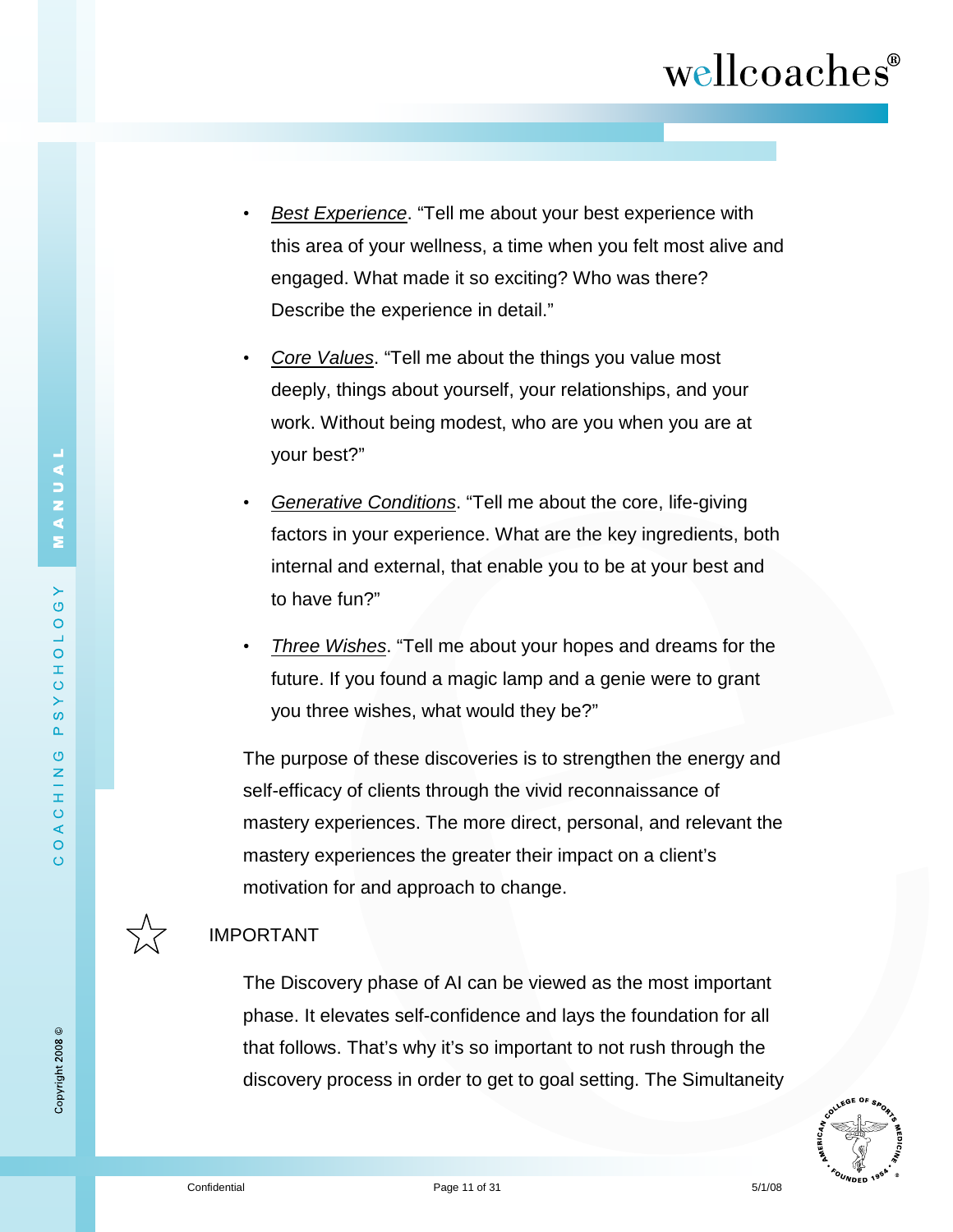- *Best Experience*. "Tell me about your best experience with this area of your wellness, a time when you felt most alive and engaged. What made it so exciting? Who was there? Describe the experience in detail."
- *Core Values*. "Tell me about the things you value most deeply, things about yourself, your relationships, and your work. Without being modest, who are you when you are at your best?"
- *Generative Conditions*. "Tell me about the core, life-giving factors in your experience. What are the key ingredients, both internal and external, that enable you to be at your best and to have fun?"
- *Three Wishes*. "Tell me about your hopes and dreams for the future. If you found a magic lamp and a genie were to grant you three wishes, what would they be?"

The purpose of these discoveries is to strengthen the energy and self-efficacy of clients through the vivid reconnaissance of mastery experiences. The more direct, personal, and relevant the mastery experiences the greater their impact on a client's motivation for and approach to change.

☆ IMPORTANT

The Discovery phase of AI can be viewed as the most important phase. It elevates self-confidence and lays the foundation for all that follows. That's why it's so important to not rush through the discovery process in order to get to goal setting. The Simultaneity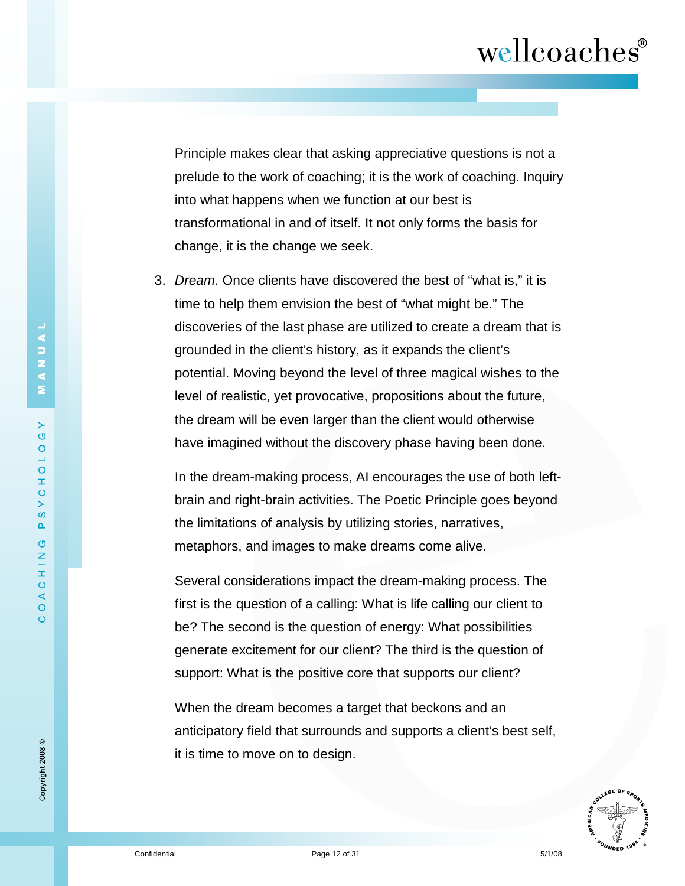Principle makes clear that asking appreciative questions is not a prelude to the work of coaching; it is the work of coaching. Inquiry into what happens when we function at our best is transformational in and of itself. It not only forms the basis for change, it is the change we seek.

3. *Dream*. Once clients have discovered the best of "what is," it is time to help them envision the best of "what might be." The discoveries of the last phase are utilized to create a dream that is grounded in the client's history, as it expands the client's potential. Moving beyond the level of three magical wishes to the level of realistic, yet provocative, propositions about the future, the dream will be even larger than the client would otherwise have imagined without the discovery phase having been done.

   In the dream-making process, AI encourages the use of both left-brain and right-brain activities. The Poetic Principle goes beyond the limitations of analysis by utilizing stories, narratives, metaphors, and images to make dreams come alive.

   Several considerations impact the dream-making process. The first is the question of a calling: What is life calling our client to be? The second is the question of energy: What possibilities generate excitement for our client? The third is the question of support: What is the positive core that supports our client?

   When the dream becomes a target that beckons and an anticipatory field that surrounds and supports a client's best self, it is time to move on to design.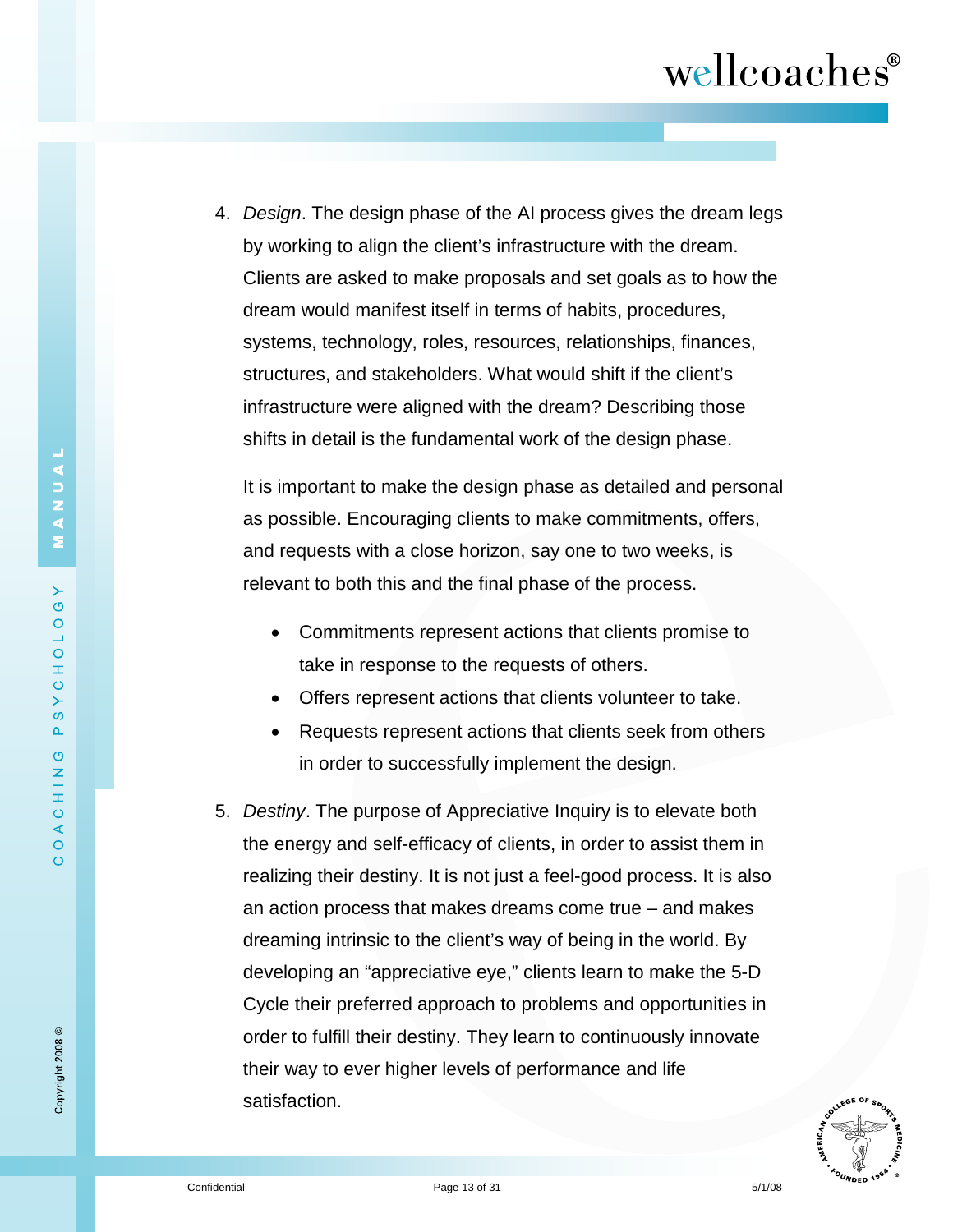4. *Design*. The design phase of the AI process gives the dream legs by working to align the client's infrastructure with the dream. Clients are asked to make proposals and set goals as to how the dream would manifest itself in terms of habits, procedures, systems, technology, roles, resources, relationships, finances, structures, and stakeholders. What would shift if the client's infrastructure were aligned with the dream? Describing those shifts in detail is the fundamental work of the design phase.

   It is important to make the design phase as detailed and personal as possible. Encouraging clients to make commitments, offers, and requests with a close horizon, say one to two weeks, is relevant to both this and the final phase of the process.

   - Commitments represent actions that clients promise to take in response to the requests of others.
   - Offers represent actions that clients volunteer to take.
   - Requests represent actions that clients seek from others in order to successfully implement the design.

5. *Destiny*. The purpose of Appreciative Inquiry is to elevate both the energy and self-efficacy of clients, in order to assist them in realizing their destiny. It is not just a feel-good process. It is also an action process that makes dreams come true – and makes dreaming intrinsic to the client's way of being in the world. By developing an "appreciative eye," clients learn to make the 5-D Cycle their preferred approach to problems and opportunities in order to fulfill their destiny. They learn to continuously innovate their way to ever higher levels of performance and life satisfaction.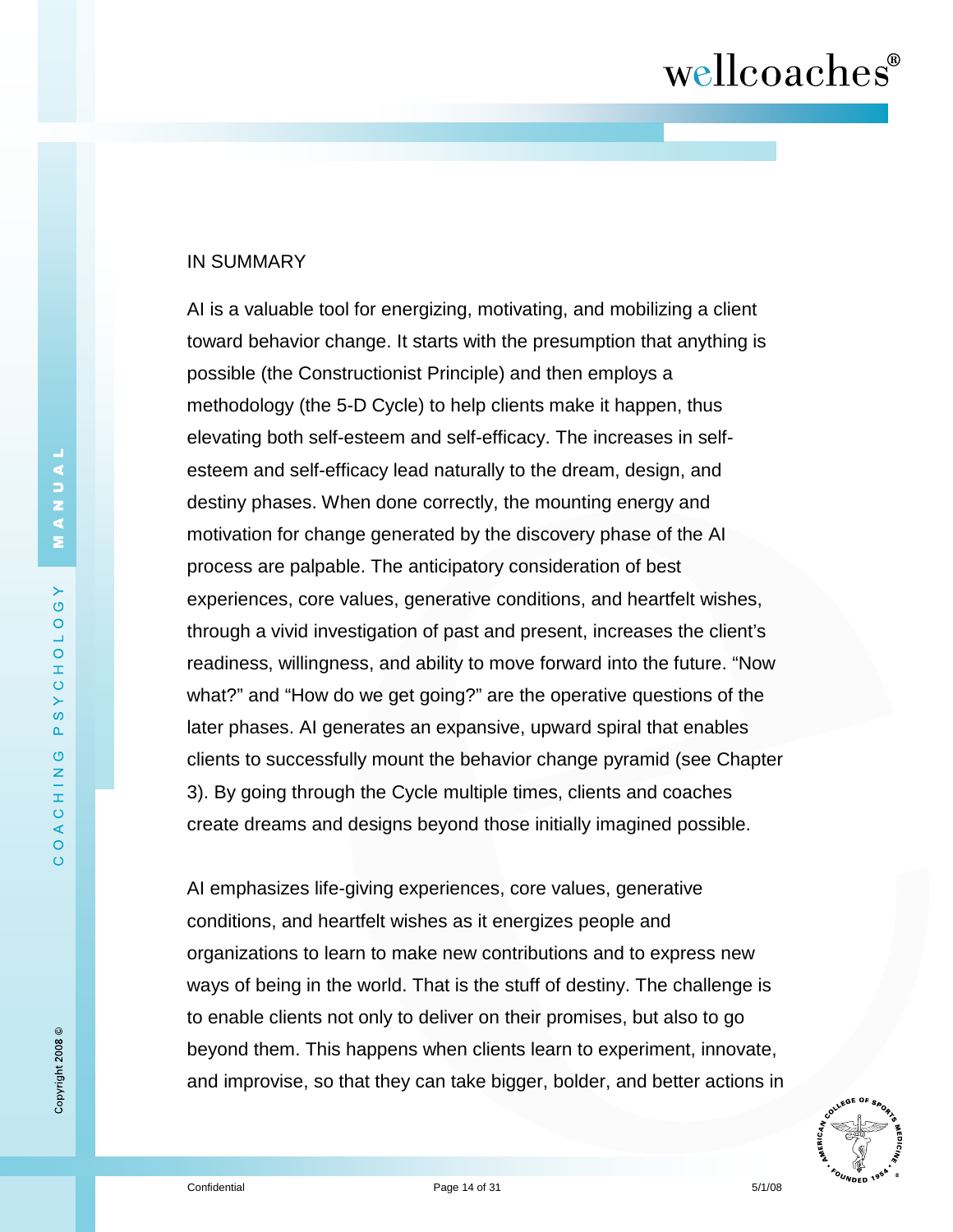IN SUMMARY

AI is a valuable tool for energizing, motivating, and mobilizing a client toward behavior change. It starts with the presumption that anything is possible (the Constructionist Principle) and then employs a methodology (the 5-D Cycle) to help clients make it happen, thus elevating both self-esteem and self-efficacy. The increases in self-esteem and self-efficacy lead naturally to the dream, design, and destiny phases. When done correctly, the mounting energy and motivation for change generated by the discovery phase of the AI process are palpable. The anticipatory consideration of best experiences, core values, generative conditions, and heartfelt wishes, through a vivid investigation of past and present, increases the client's readiness, willingness, and ability to move forward into the future. "Now what?" and "How do we get going?" are the operative questions of the later phases. AI generates an expansive, upward spiral that enables clients to successfully mount the behavior change pyramid (see Chapter 3). By going through the Cycle multiple times, clients and coaches create dreams and designs beyond those initially imagined possible.

AI emphasizes life-giving experiences, core values, generative conditions, and heartfelt wishes as it energizes people and organizations to learn to make new contributions and to express new ways of being in the world. That is the stuff of destiny. The challenge is to enable clients not only to deliver on their promises, but also to go beyond them. This happens when clients learn to experiment, innovate, and improvise, so that they can take bigger, bolder, and better actions in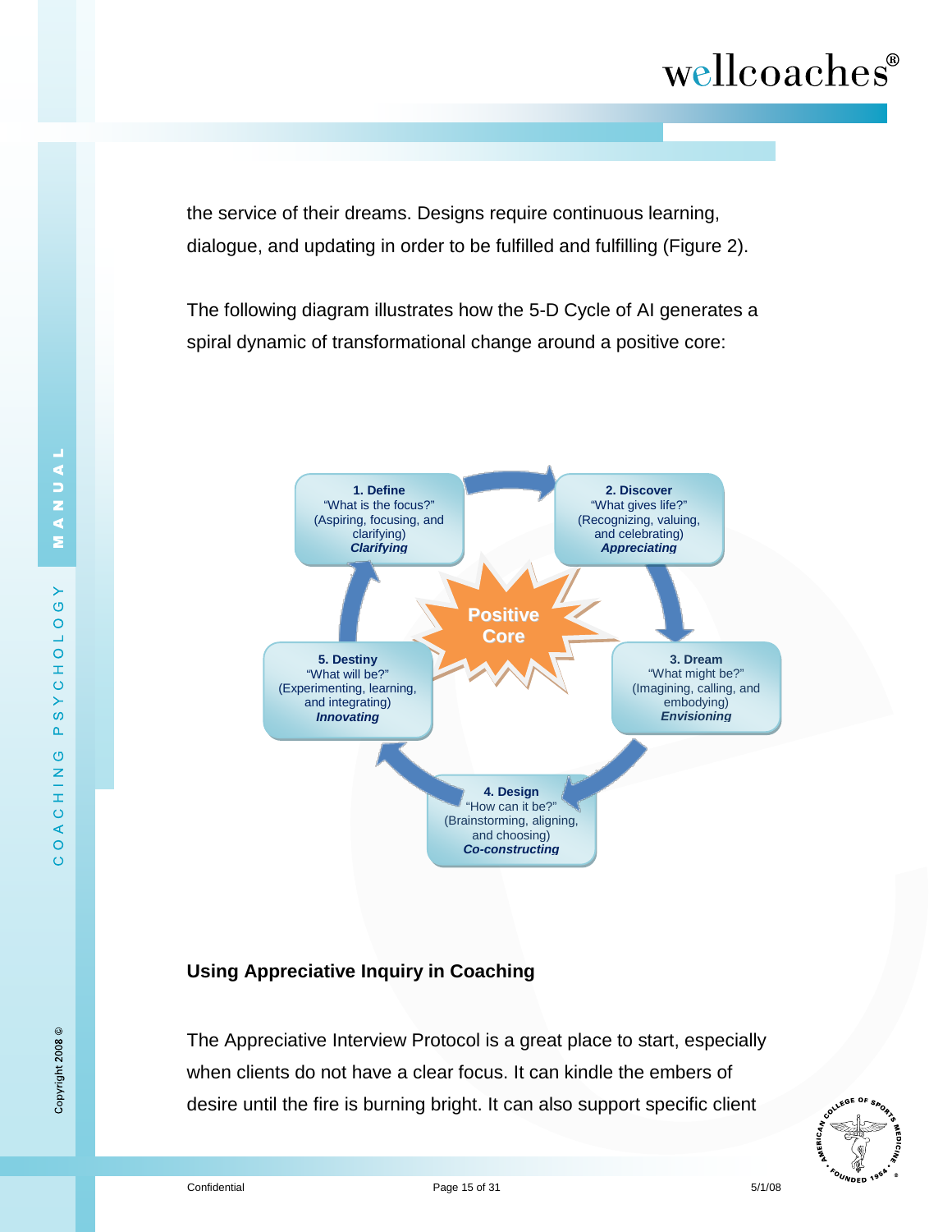the service of their dreams. Designs require continuous learning, dialogue, and updating in order to be fulfilled and fulfilling (Figure 2).

The following diagram illustrates how the 5-D Cycle of AI generates a spiral dynamic of transformational change around a positive core:

**1. Define**
"What is the focus?"
(Aspiring, focusing, and clarifying)
***Clarifying***

**2. Discover**
"What gives life?"
(Recognizing, valuing, and celebrating)
***Appreciating***

**3. Dream**
"What might be?"
(Imagining, calling, and embodying)
***Envisioning***

**4. Design**
"How can it be?"
(Brainstorming, aligning, and choosing)
***Co-constructing***

**5. Destiny**
"What will be?"
(Experimenting, learning, and integrating)
***Innovating***

**Positive Core**

## Using Appreciative Inquiry in Coaching

The Appreciative Interview Protocol is a great place to start, especially when clients do not have a clear focus. It can kindle the embers of desire until the fire is burning bright. It can also support specific client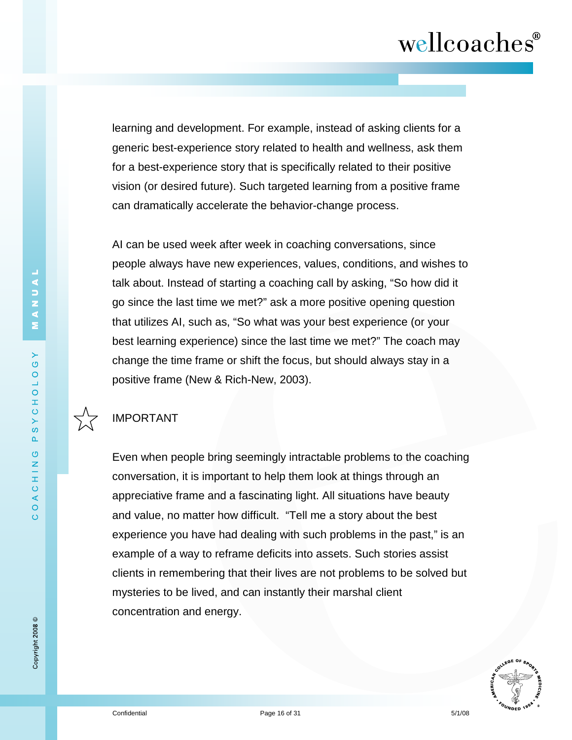learning and development. For example, instead of asking clients for a generic best-experience story related to health and wellness, ask them for a best-experience story that is specifically related to their positive vision (or desired future). Such targeted learning from a positive frame can dramatically accelerate the behavior-change process.

AI can be used week after week in coaching conversations, since people always have new experiences, values, conditions, and wishes to talk about. Instead of starting a coaching call by asking, “So how did it go since the last time we met?” ask a more positive opening question that utilizes AI, such as, “So what was your best experience (or your best learning experience) since the last time we met?” The coach may change the time frame or shift the focus, but should always stay in a positive frame (New & Rich-New, 2003).

☆ IMPORTANT

Even when people bring seemingly intractable problems to the coaching conversation, it is important to help them look at things through an appreciative frame and a fascinating light. All situations have beauty and value, no matter how difficult.  “Tell me a story about the best experience you have had dealing with such problems in the past,” is an example of a way to reframe deficits into assets. Such stories assist clients in remembering that their lives are not problems to be solved but mysteries to be lived, and can instantly their marshal client concentration and energy.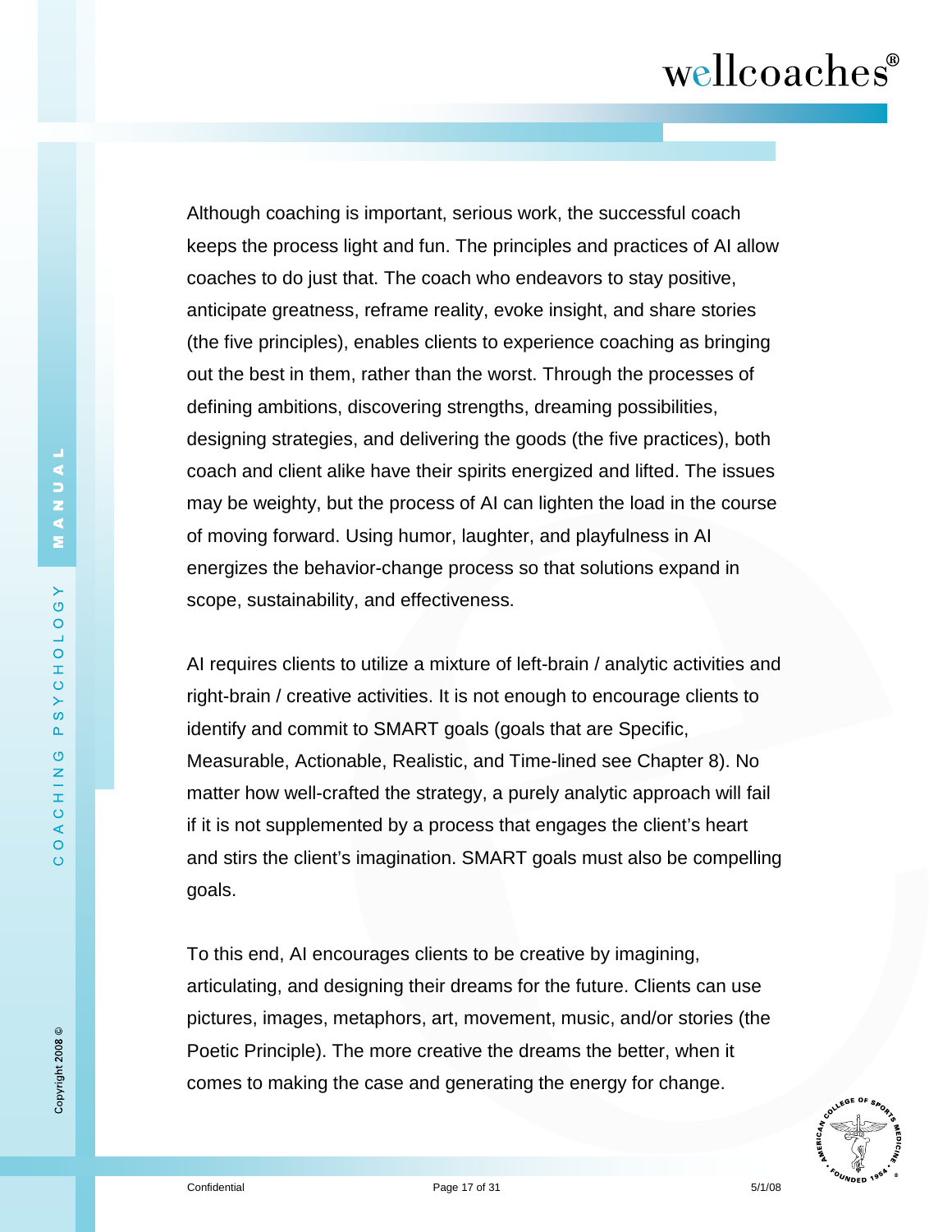Although coaching is important, serious work, the successful coach keeps the process light and fun. The principles and practices of AI allow coaches to do just that. The coach who endeavors to stay positive, anticipate greatness, reframe reality, evoke insight, and share stories (the five principles), enables clients to experience coaching as bringing out the best in them, rather than the worst. Through the processes of defining ambitions, discovering strengths, dreaming possibilities, designing strategies, and delivering the goods (the five practices), both coach and client alike have their spirits energized and lifted. The issues may be weighty, but the process of AI can lighten the load in the course of moving forward. Using humor, laughter, and playfulness in AI energizes the behavior-change process so that solutions expand in scope, sustainability, and effectiveness.

AI requires clients to utilize a mixture of left-brain / analytic activities and right-brain / creative activities. It is not enough to encourage clients to identify and commit to SMART goals (goals that are Specific, Measurable, Actionable, Realistic, and Time-lined see Chapter 8). No matter how well-crafted the strategy, a purely analytic approach will fail if it is not supplemented by a process that engages the client's heart and stirs the client's imagination. SMART goals must also be compelling goals.

To this end, AI encourages clients to be creative by imagining, articulating, and designing their dreams for the future. Clients can use pictures, images, metaphors, art, movement, music, and/or stories (the Poetic Principle). The more creative the dreams the better, when it comes to making the case and generating the energy for change.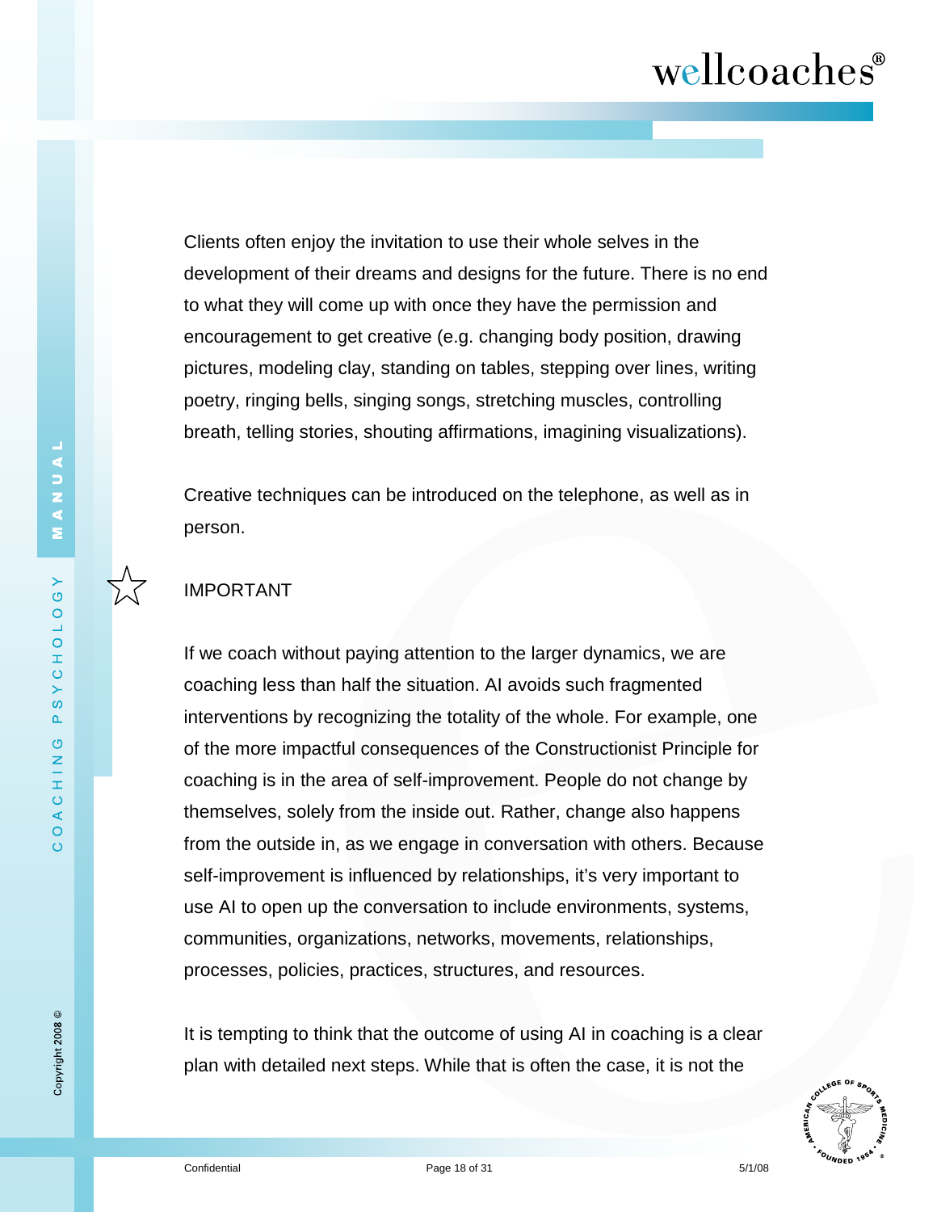Clients often enjoy the invitation to use their whole selves in the development of their dreams and designs for the future. There is no end to what they will come up with once they have the permission and encouragement to get creative (e.g. changing body position, drawing pictures, modeling clay, standing on tables, stepping over lines, writing poetry, ringing bells, singing songs, stretching muscles, controlling breath, telling stories, shouting affirmations, imagining visualizations).

Creative techniques can be introduced on the telephone, as well as in person.

☆ IMPORTANT

If we coach without paying attention to the larger dynamics, we are coaching less than half the situation. AI avoids such fragmented interventions by recognizing the totality of the whole. For example, one of the more impactful consequences of the Constructionist Principle for coaching is in the area of self-improvement. People do not change by themselves, solely from the inside out. Rather, change also happens from the outside in, as we engage in conversation with others. Because self-improvement is influenced by relationships, it's very important to use AI to open up the conversation to include environments, systems, communities, organizations, networks, movements, relationships, processes, policies, practices, structures, and resources.

It is tempting to think that the outcome of using AI in coaching is a clear plan with detailed next steps. While that is often the case, it is not the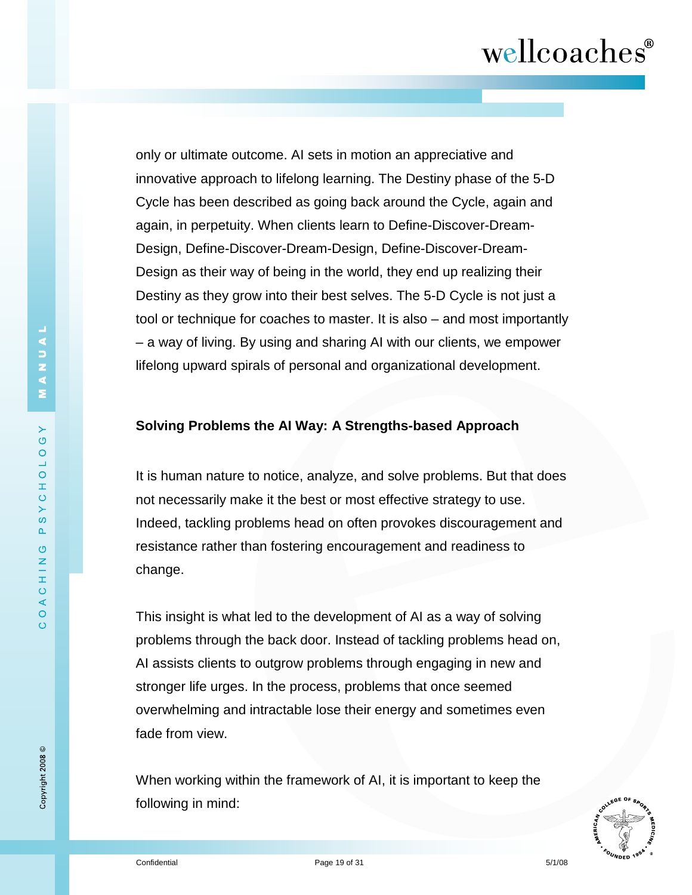only or ultimate outcome. AI sets in motion an appreciative and innovative approach to lifelong learning. The Destiny phase of the 5-D Cycle has been described as going back around the Cycle, again and again, in perpetuity. When clients learn to Define-Discover-Dream-Design, Define-Discover-Dream-Design, Define-Discover-Dream-Design as their way of being in the world, they end up realizing their Destiny as they grow into their best selves. The 5-D Cycle is not just a tool or technique for coaches to master. It is also – and most importantly – a way of living. By using and sharing AI with our clients, we empower lifelong upward spirals of personal and organizational development.

## Solving Problems the AI Way: A Strengths-based Approach

It is human nature to notice, analyze, and solve problems. But that does not necessarily make it the best or most effective strategy to use. Indeed, tackling problems head on often provokes discouragement and resistance rather than fostering encouragement and readiness to change.

This insight is what led to the development of AI as a way of solving problems through the back door. Instead of tackling problems head on, AI assists clients to outgrow problems through engaging in new and stronger life urges. In the process, problems that once seemed overwhelming and intractable lose their energy and sometimes even fade from view.

When working within the framework of AI, it is important to keep the following in mind: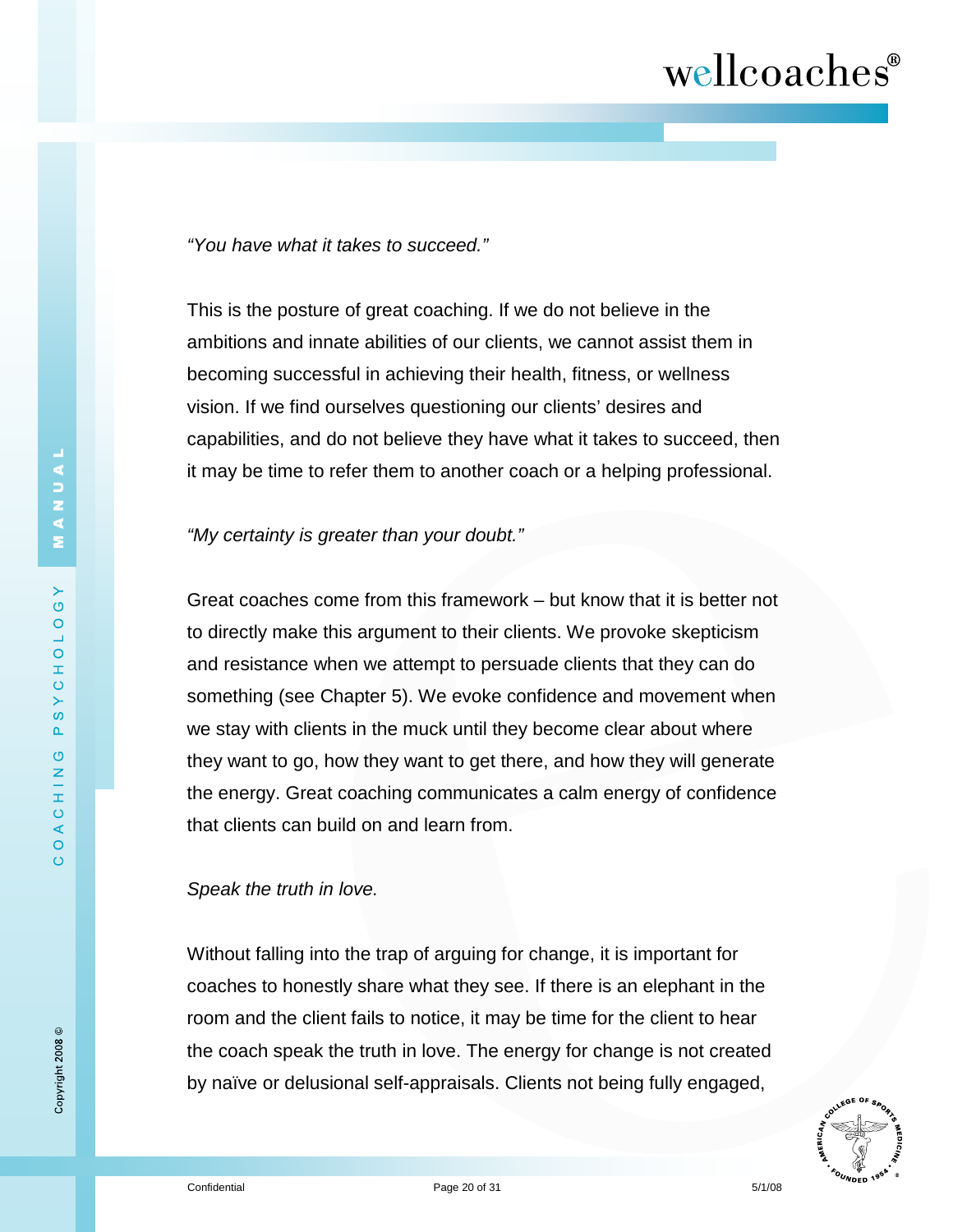*"You have what it takes to succeed."*

This is the posture of great coaching. If we do not believe in the ambitions and innate abilities of our clients, we cannot assist them in becoming successful in achieving their health, fitness, or wellness vision. If we find ourselves questioning our clients' desires and capabilities, and do not believe they have what it takes to succeed, then it may be time to refer them to another coach or a helping professional.

*"My certainty is greater than your doubt."*

Great coaches come from this framework – but know that it is better not to directly make this argument to their clients. We provoke skepticism and resistance when we attempt to persuade clients that they can do something (see Chapter 5). We evoke confidence and movement when we stay with clients in the muck until they become clear about where they want to go, how they want to get there, and how they will generate the energy. Great coaching communicates a calm energy of confidence that clients can build on and learn from.

*Speak the truth in love.*

Without falling into the trap of arguing for change, it is important for coaches to honestly share what they see. If there is an elephant in the room and the client fails to notice, it may be time for the client to hear the coach speak the truth in love. The energy for change is not created by naïve or delusional self-appraisals. Clients not being fully engaged,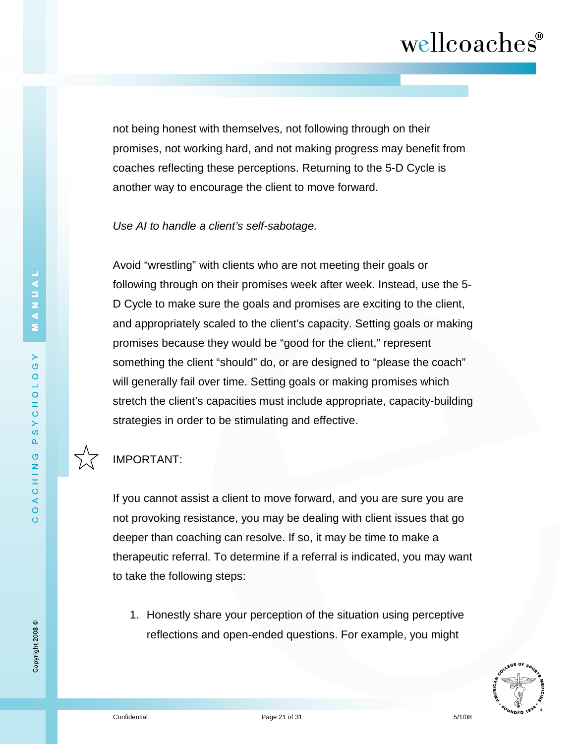not being honest with themselves, not following through on their promises, not working hard, and not making progress may benefit from coaches reflecting these perceptions. Returning to the 5-D Cycle is another way to encourage the client to move forward.

*Use AI to handle a client's self-sabotage.*

Avoid "wrestling" with clients who are not meeting their goals or following through on their promises week after week. Instead, use the 5-D Cycle to make sure the goals and promises are exciting to the client, and appropriately scaled to the client's capacity. Setting goals or making promises because they would be "good for the client," represent something the client "should" do, or are designed to "please the coach" will generally fail over time. Setting goals or making promises which stretch the client's capacities must include appropriate, capacity-building strategies in order to be stimulating and effective.

☆ IMPORTANT:

If you cannot assist a client to move forward, and you are sure you are not provoking resistance, you may be dealing with client issues that go deeper than coaching can resolve. If so, it may be time to make a therapeutic referral. To determine if a referral is indicated, you may want to take the following steps:

1. Honestly share your perception of the situation using perceptive reflections and open-ended questions. For example, you might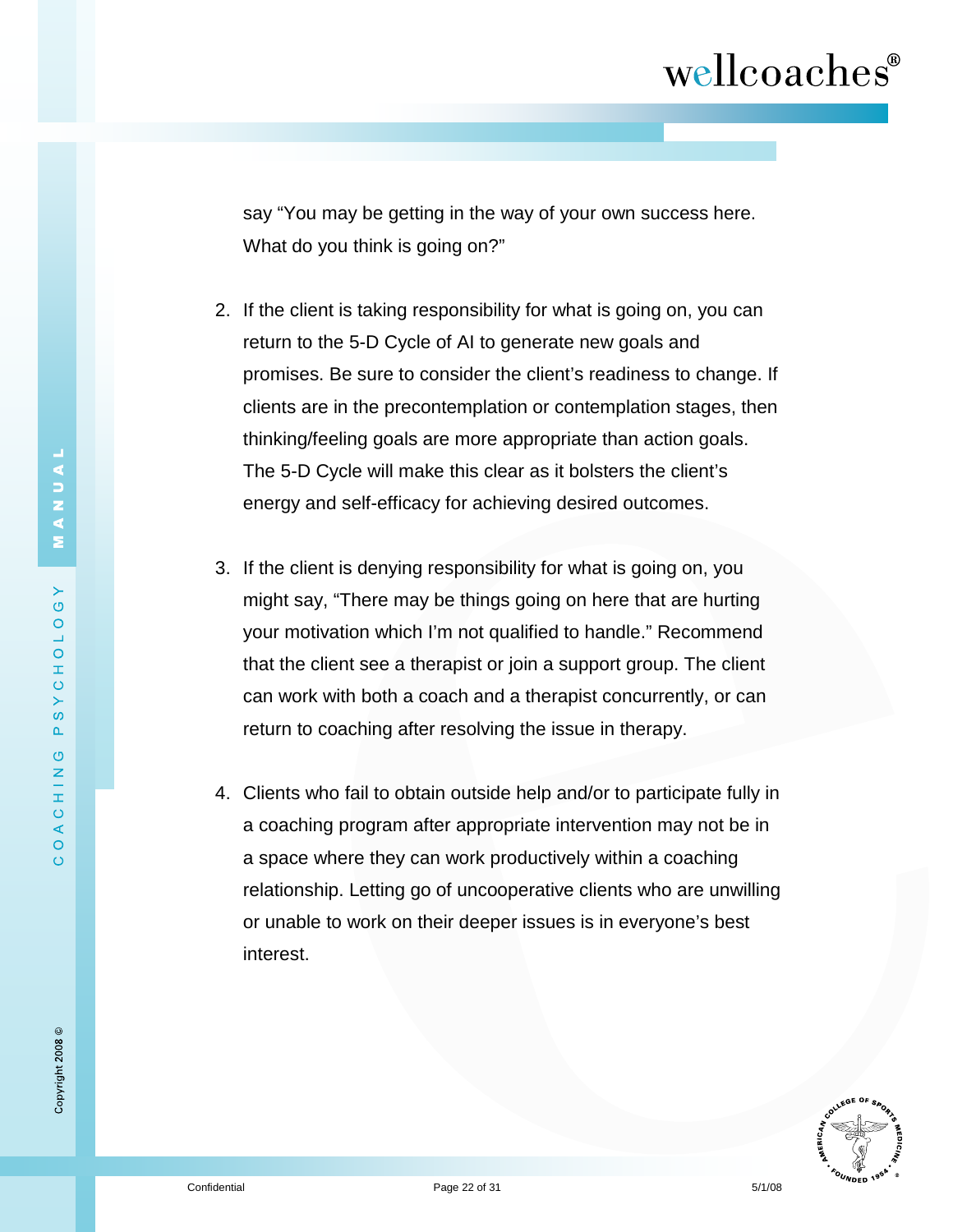say “You may be getting in the way of your own success here. What do you think is going on?”

2. If the client is taking responsibility for what is going on, you can return to the 5-D Cycle of AI to generate new goals and promises. Be sure to consider the client’s readiness to change. If clients are in the precontemplation or contemplation stages, then thinking/feeling goals are more appropriate than action goals. The 5-D Cycle will make this clear as it bolsters the client’s energy and self-efficacy for achieving desired outcomes.

3. If the client is denying responsibility for what is going on, you might say, “There may be things going on here that are hurting your motivation which I’m not qualified to handle.” Recommend that the client see a therapist or join a support group. The client can work with both a coach and a therapist concurrently, or can return to coaching after resolving the issue in therapy.

4. Clients who fail to obtain outside help and/or to participate fully in a coaching program after appropriate intervention may not be in a space where they can work productively within a coaching relationship. Letting go of uncooperative clients who are unwilling or unable to work on their deeper issues is in everyone’s best interest.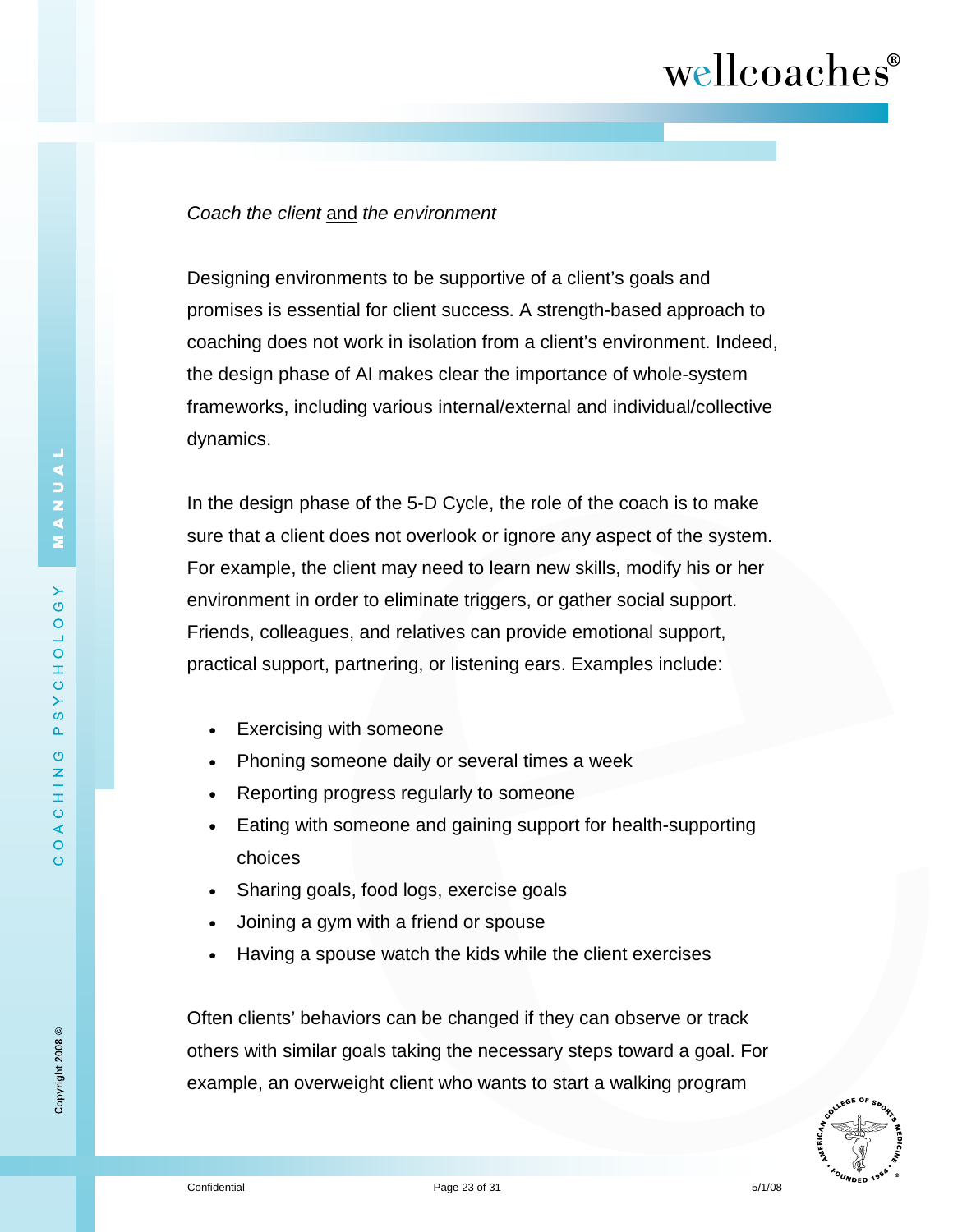*Coach the client* <u>and</u> *the environment*

Designing environments to be supportive of a client's goals and promises is essential for client success. A strength-based approach to coaching does not work in isolation from a client's environment. Indeed, the design phase of AI makes clear the importance of whole-system frameworks, including various internal/external and individual/collective dynamics.

In the design phase of the 5-D Cycle, the role of the coach is to make sure that a client does not overlook or ignore any aspect of the system. For example, the client may need to learn new skills, modify his or her environment in order to eliminate triggers, or gather social support. Friends, colleagues, and relatives can provide emotional support, practical support, partnering, or listening ears. Examples include:

- Exercising with someone
- Phoning someone daily or several times a week
- Reporting progress regularly to someone
- Eating with someone and gaining support for health-supporting choices
- Sharing goals, food logs, exercise goals
- Joining a gym with a friend or spouse
- Having a spouse watch the kids while the client exercises

Often clients' behaviors can be changed if they can observe or track others with similar goals taking the necessary steps toward a goal. For example, an overweight client who wants to start a walking program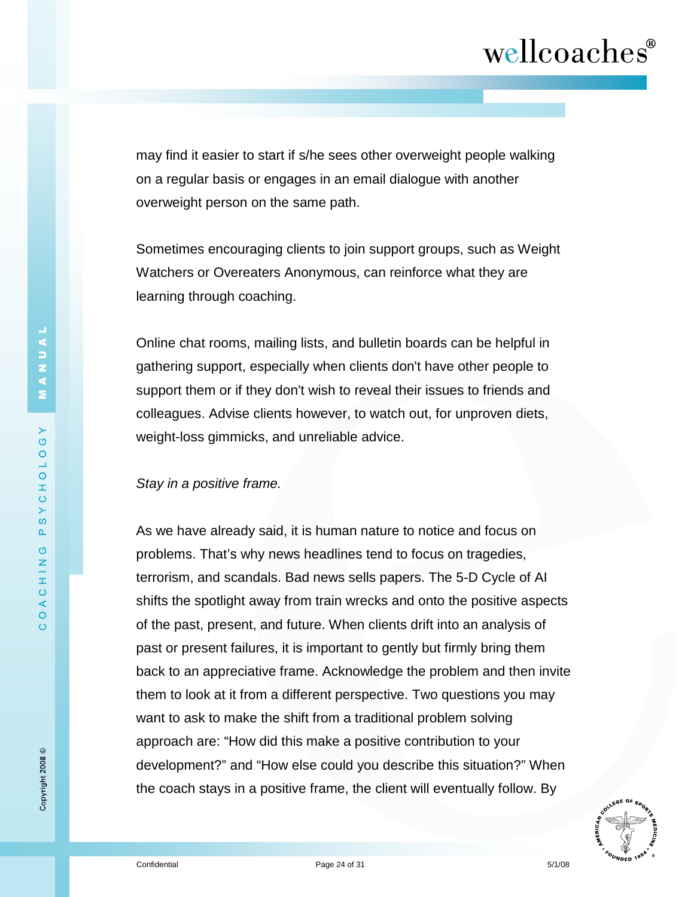may find it easier to start if s/he sees other overweight people walking on a regular basis or engages in an email dialogue with another overweight person on the same path.

Sometimes encouraging clients to join support groups, such as Weight Watchers or Overeaters Anonymous, can reinforce what they are learning through coaching.

Online chat rooms, mailing lists, and bulletin boards can be helpful in gathering support, especially when clients don't have other people to support them or if they don't wish to reveal their issues to friends and colleagues. Advise clients however, to watch out, for unproven diets, weight-loss gimmicks, and unreliable advice.

*Stay in a positive frame.*

As we have already said, it is human nature to notice and focus on problems. That's why news headlines tend to focus on tragedies, terrorism, and scandals. Bad news sells papers. The 5-D Cycle of AI shifts the spotlight away from train wrecks and onto the positive aspects of the past, present, and future. When clients drift into an analysis of past or present failures, it is important to gently but firmly bring them back to an appreciative frame. Acknowledge the problem and then invite them to look at it from a different perspective. Two questions you may want to ask to make the shift from a traditional problem solving approach are: "How did this make a positive contribution to your development?" and "How else could you describe this situation?" When the coach stays in a positive frame, the client will eventually follow. By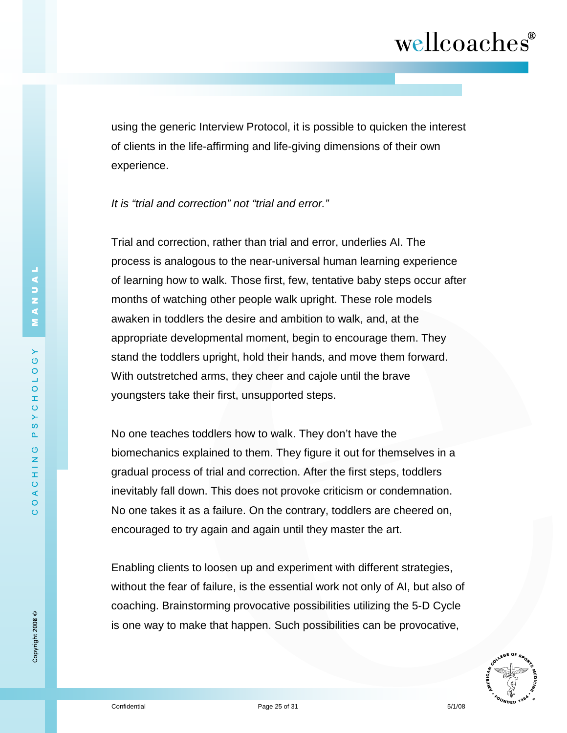using the generic Interview Protocol, it is possible to quicken the interest of clients in the life-affirming and life-giving dimensions of their own experience.

*It is “trial and correction” not “trial and error.”*

Trial and correction, rather than trial and error, underlies AI. The process is analogous to the near-universal human learning experience of learning how to walk. Those first, few, tentative baby steps occur after months of watching other people walk upright. These role models awaken in toddlers the desire and ambition to walk, and, at the appropriate developmental moment, begin to encourage them. They stand the toddlers upright, hold their hands, and move them forward. With outstretched arms, they cheer and cajole until the brave youngsters take their first, unsupported steps.

No one teaches toddlers how to walk. They don’t have the biomechanics explained to them. They figure it out for themselves in a gradual process of trial and correction. After the first steps, toddlers inevitably fall down. This does not provoke criticism or condemnation. No one takes it as a failure. On the contrary, toddlers are cheered on, encouraged to try again and again until they master the art.

Enabling clients to loosen up and experiment with different strategies, without the fear of failure, is the essential work not only of AI, but also of coaching. Brainstorming provocative possibilities utilizing the 5-D Cycle is one way to make that happen. Such possibilities can be provocative,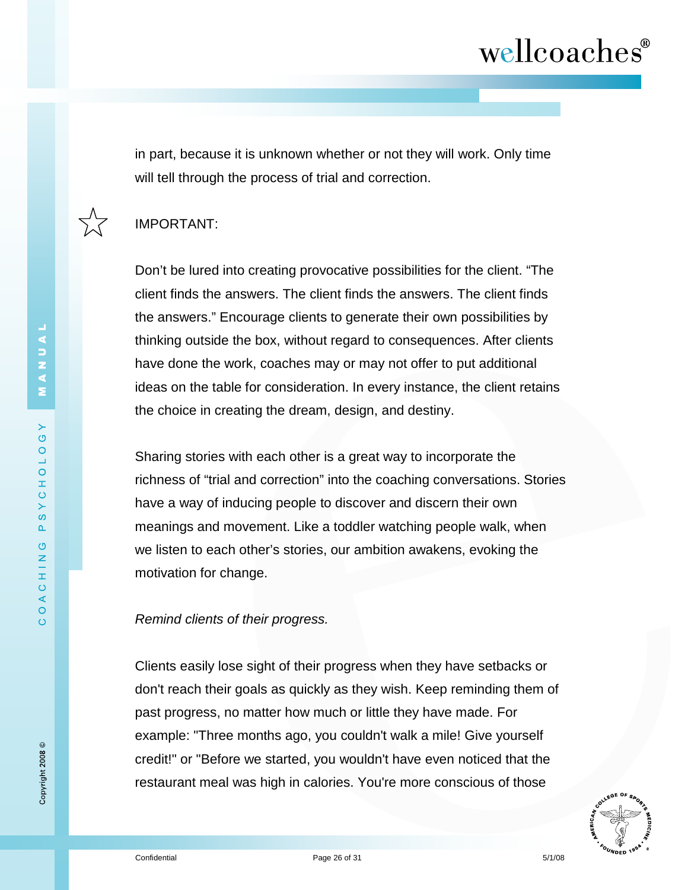in part, because it is unknown whether or not they will work. Only time will tell through the process of trial and correction.

IMPORTANT:

Don't be lured into creating provocative possibilities for the client. "The client finds the answers. The client finds the answers. The client finds the answers." Encourage clients to generate their own possibilities by thinking outside the box, without regard to consequences. After clients have done the work, coaches may or may not offer to put additional ideas on the table for consideration. In every instance, the client retains the choice in creating the dream, design, and destiny.

Sharing stories with each other is a great way to incorporate the richness of "trial and correction" into the coaching conversations. Stories have a way of inducing people to discover and discern their own meanings and movement. Like a toddler watching people walk, when we listen to each other's stories, our ambition awakens, evoking the motivation for change.

*Remind clients of their progress.*

Clients easily lose sight of their progress when they have setbacks or don't reach their goals as quickly as they wish. Keep reminding them of past progress, no matter how much or little they have made. For example: "Three months ago, you couldn't walk a mile! Give yourself credit!" or "Before we started, you wouldn't have even noticed that the restaurant meal was high in calories. You're more conscious of those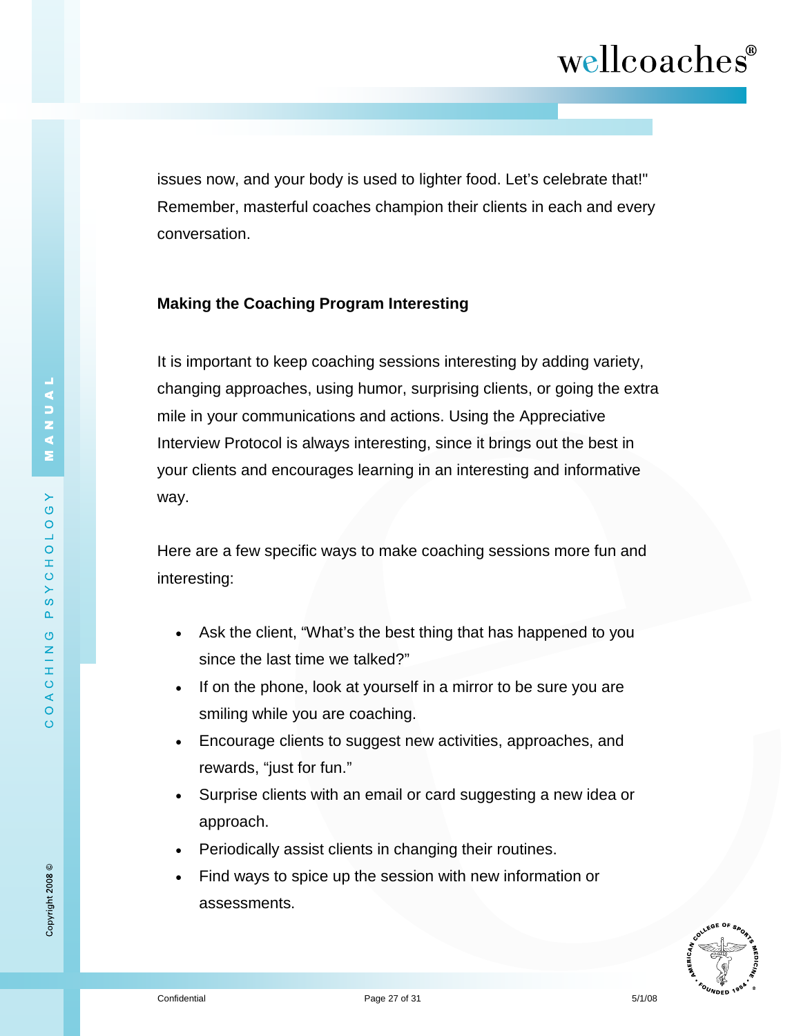issues now, and your body is used to lighter food. Let's celebrate that!" Remember, masterful coaches champion their clients in each and every conversation.

**Making the Coaching Program Interesting**

It is important to keep coaching sessions interesting by adding variety, changing approaches, using humor, surprising clients, or going the extra mile in your communications and actions. Using the Appreciative Interview Protocol is always interesting, since it brings out the best in your clients and encourages learning in an interesting and informative way.

Here are a few specific ways to make coaching sessions more fun and interesting:

- Ask the client, "What's the best thing that has happened to you since the last time we talked?"
- If on the phone, look at yourself in a mirror to be sure you are smiling while you are coaching.
- Encourage clients to suggest new activities, approaches, and rewards, "just for fun."
- Surprise clients with an email or card suggesting a new idea or approach.
- Periodically assist clients in changing their routines.
- Find ways to spice up the session with new information or assessments.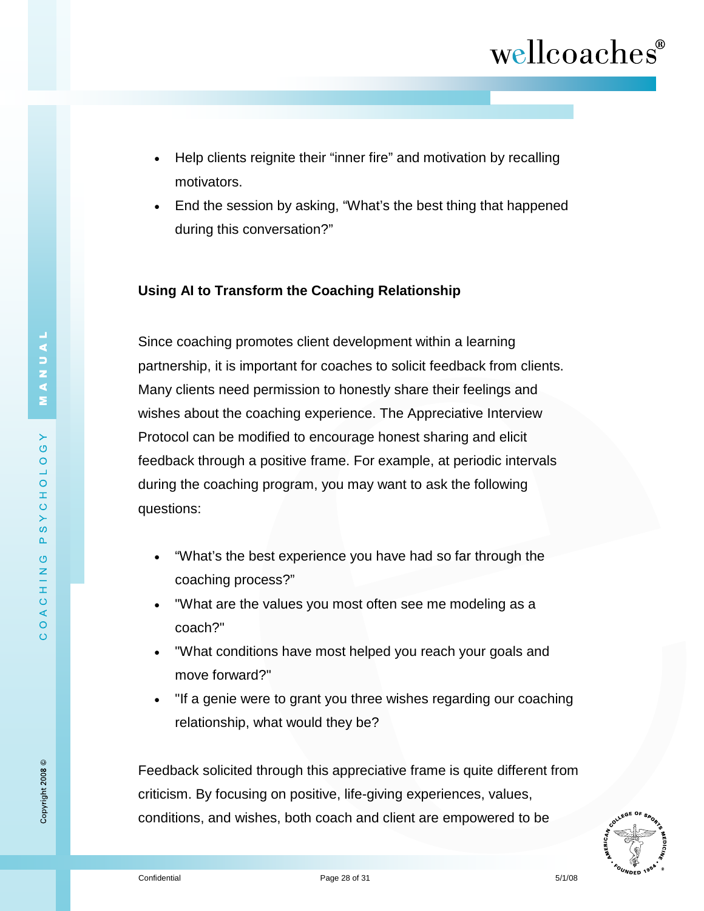- Help clients reignite their "inner fire" and motivation by recalling motivators.
- End the session by asking, "What's the best thing that happened during this conversation?"

**Using AI to Transform the Coaching Relationship**

Since coaching promotes client development within a learning partnership, it is important for coaches to solicit feedback from clients. Many clients need permission to honestly share their feelings and wishes about the coaching experience. The Appreciative Interview Protocol can be modified to encourage honest sharing and elicit feedback through a positive frame. For example, at periodic intervals during the coaching program, you may want to ask the following questions:

- "What's the best experience you have had so far through the coaching process?"
- "What are the values you most often see me modeling as a coach?"
- "What conditions have most helped you reach your goals and move forward?"
- "If a genie were to grant you three wishes regarding our coaching relationship, what would they be?

Feedback solicited through this appreciative frame is quite different from criticism. By focusing on positive, life-giving experiences, values, conditions, and wishes, both coach and client are empowered to be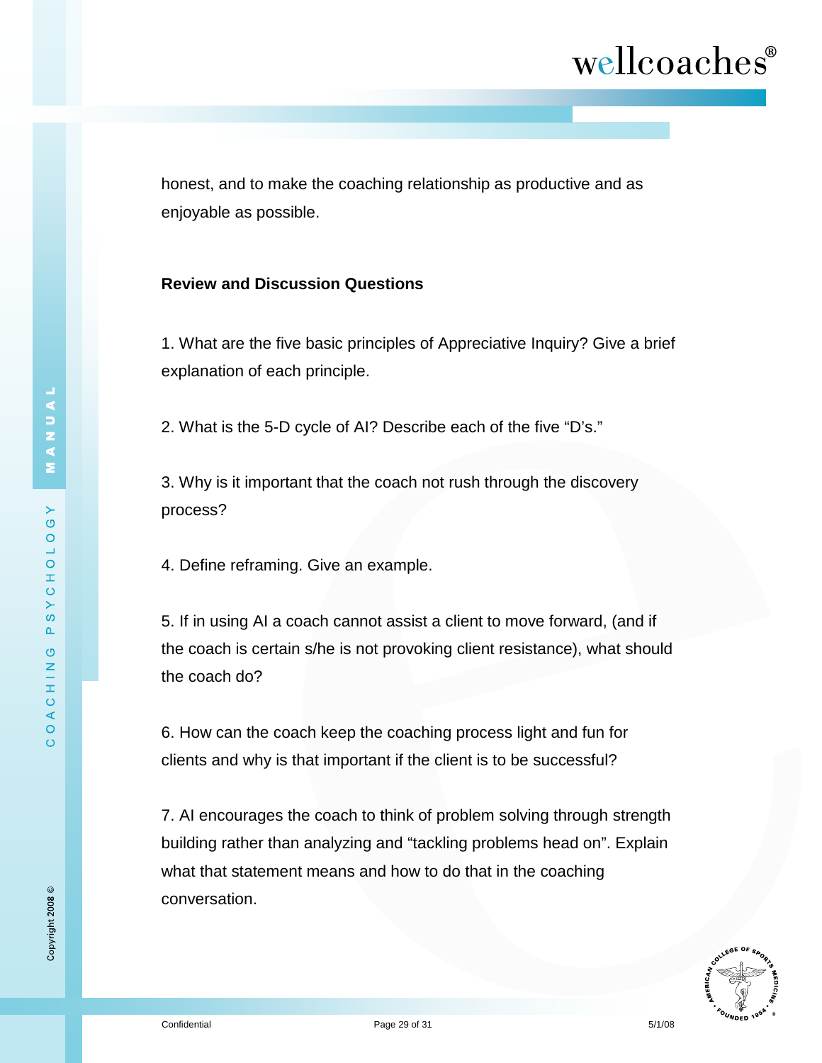honest, and to make the coaching relationship as productive and as enjoyable as possible.

**Review and Discussion Questions**

1. What are the five basic principles of Appreciative Inquiry? Give a brief explanation of each principle.

2. What is the 5-D cycle of AI? Describe each of the five "D's."

3. Why is it important that the coach not rush through the discovery process?

4. Define reframing. Give an example.

5. If in using AI a coach cannot assist a client to move forward, (and if the coach is certain s/he is not provoking client resistance), what should the coach do?

6. How can the coach keep the coaching process light and fun for clients and why is that important if the client is to be successful?

7. AI encourages the coach to think of problem solving through strength building rather than analyzing and "tackling problems head on". Explain what that statement means and how to do that in the coaching conversation.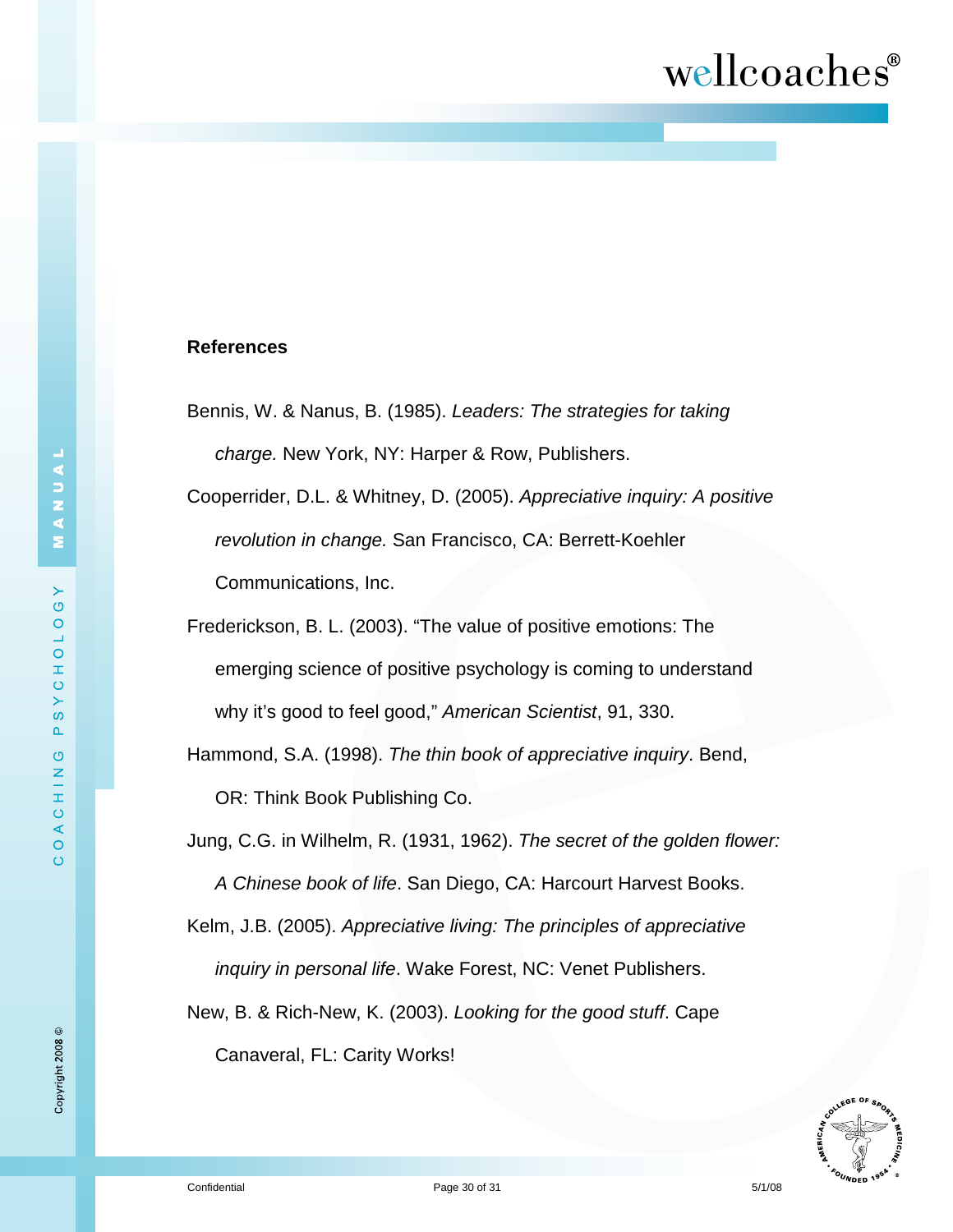## References

Bennis, W. & Nanus, B. (1985). *Leaders: The strategies for taking charge.* New York, NY: Harper & Row, Publishers.

Cooperrider, D.L. & Whitney, D. (2005). *Appreciative inquiry: A positive revolution in change.* San Francisco, CA: Berrett-Koehler Communications, Inc.

Frederickson, B. L. (2003). “The value of positive emotions: The emerging science of positive psychology is coming to understand why it’s good to feel good,” *American Scientist*, 91, 330.

Hammond, S.A. (1998). *The thin book of appreciative inquiry*. Bend, OR: Think Book Publishing Co.

Jung, C.G. in Wilhelm, R. (1931, 1962). *The secret of the golden flower: A Chinese book of life*. San Diego, CA: Harcourt Harvest Books.

Kelm, J.B. (2005). *Appreciative living: The principles of appreciative inquiry in personal life*. Wake Forest, NC: Venet Publishers.

New, B. & Rich-New, K. (2003). *Looking for the good stuff*. Cape Canaveral, FL: Carity Works!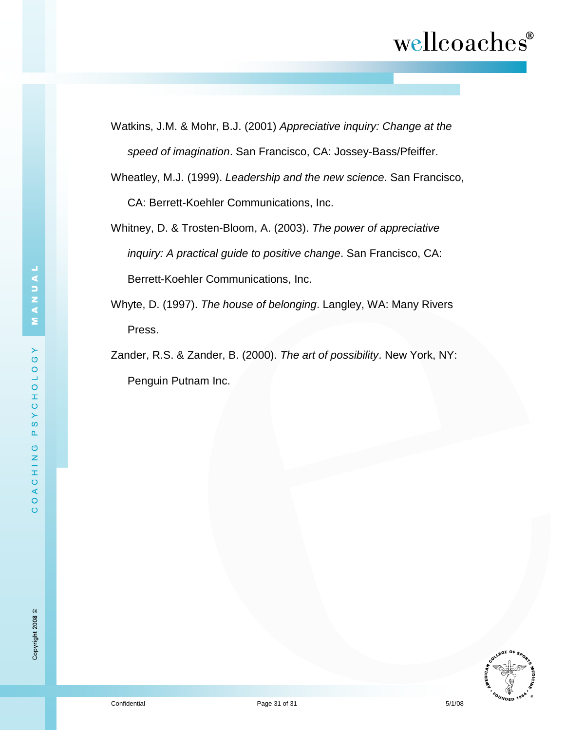Watkins, J.M. & Mohr, B.J. (2001) *Appreciative inquiry: Change at the speed of imagination*. San Francisco, CA: Jossey-Bass/Pfeiffer.

Wheatley, M.J. (1999). *Leadership and the new science*. San Francisco, CA: Berrett-Koehler Communications, Inc.

Whitney, D. & Trosten-Bloom, A. (2003). *The power of appreciative inquiry: A practical guide to positive change*. San Francisco, CA: Berrett-Koehler Communications, Inc.

Whyte, D. (1997). *The house of belonging*. Langley, WA: Many Rivers Press.

Zander, R.S. & Zander, B. (2000). *The art of possibility*. New York, NY: Penguin Putnam Inc.